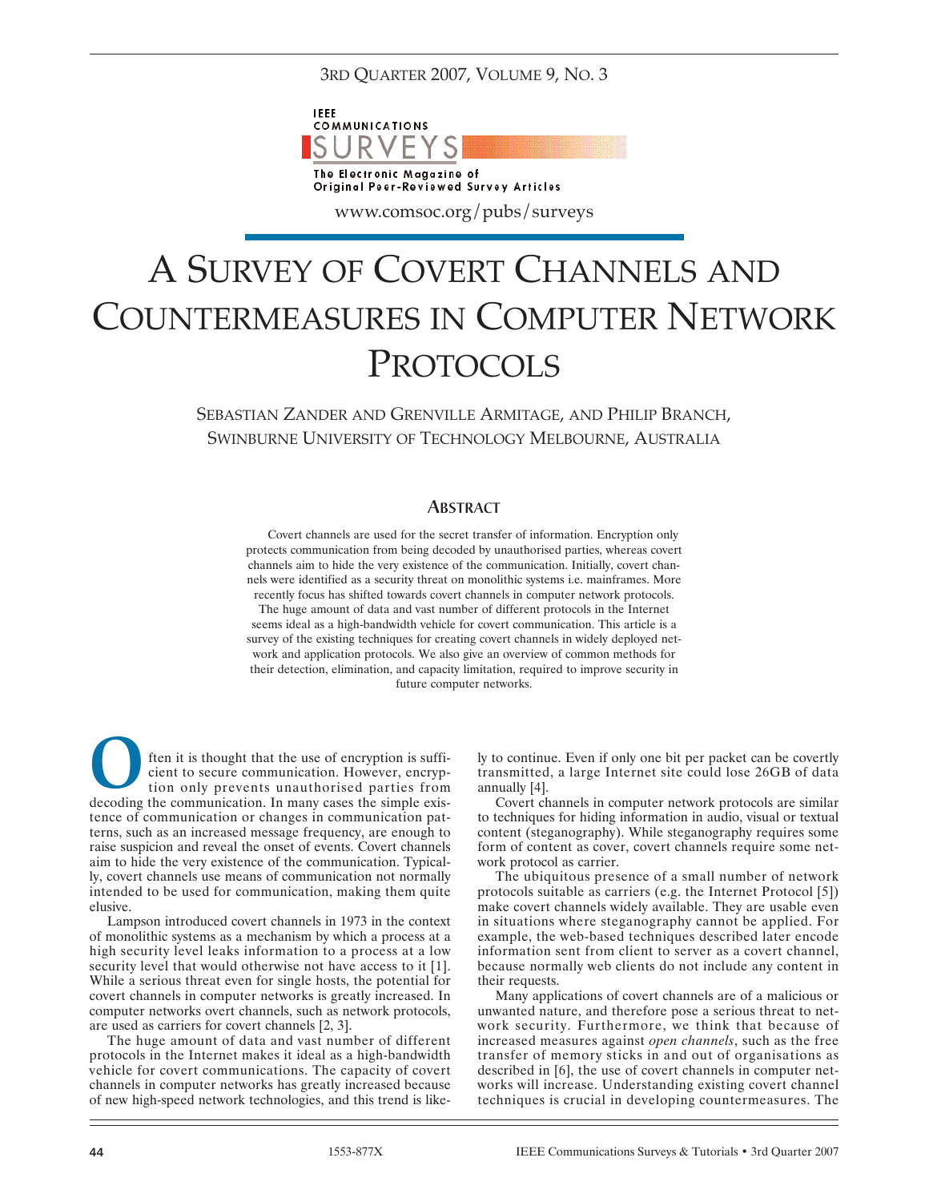# A Survey of Covert Channels and Countermeasures in Computer Network Protocols

Sebastian Zander and Grenville Armitage, and Philip Branch, Swinburne University of Technology Melbourne, Australia

## Abstract

Covert channels are used for the secret transfer of information. Encryption only protects communication from being decoded by unauthorised parties, whereas covert channels aim to hide the very existence of the communication. Initially, covert channels were identified as a security threat on monolithic systems i.e. mainframes. More recently focus has shifted towards covert channels in computer network protocols. The huge amount of data and vast number of different protocols in the Internet seems ideal as a high-bandwidth vehicle for covert communication. This article is a survey of the existing techniques for creating covert channels in widely deployed network and application protocols. We also give an overview of common methods for their detection, elimination, and capacity limitation, required to improve security in future computer networks.

Often it is thought that the use of encryption is sufficient to secure communication. However, encryption only prevents unauthorised parties from decoding the communication. In many cases the simple existence of communication or changes in communication patterns, such as an increased message frequency, are enough to raise suspicion and reveal the onset of events. Covert channels aim to hide the very existence of the communication. Typically, covert channels use means of communication not normally intended to be used for communication, making them quite elusive.

Lampson introduced covert channels in 1973 in the context of monolithic systems as a mechanism by which a process at a high security level leaks information to a process at a low security level that would otherwise not have access to it [1]. While a serious threat even for single hosts, the potential for covert channels in computer networks is greatly increased. In computer networks overt channels, such as network protocols, are used as carriers for covert channels [2, 3].

The huge amount of data and vast number of different protocols in the Internet makes it ideal as a high-bandwidth vehicle for covert communications. The capacity of covert channels in computer networks has greatly increased because of new high-speed network technologies, and this trend is likely to continue. Even if only one bit per packet can be covertly transmitted, a large Internet site could lose 26GB of data annually [4].

Covert channels in computer network protocols are similar to techniques for hiding information in audio, visual or textual content (steganography). While steganography requires some form of content as cover, covert channels require some network protocol as carrier.

The ubiquitous presence of a small number of network protocols suitable as carriers (e.g. the Internet Protocol [5]) make covert channels widely available. They are usable even in situations where steganography cannot be applied. For example, the web-based techniques described later encode information sent from client to server as a covert channel, because normally web clients do not include any content in their requests.

Many applications of covert channels are of a malicious or unwanted nature, and therefore pose a serious threat to network security. Furthermore, we think that because of increased measures against *open channels*, such as the free transfer of memory sticks in and out of organisations as described in [6], the use of covert channels in computer networks will increase. Understanding existing covert channel techniques is crucial in developing countermeasures. The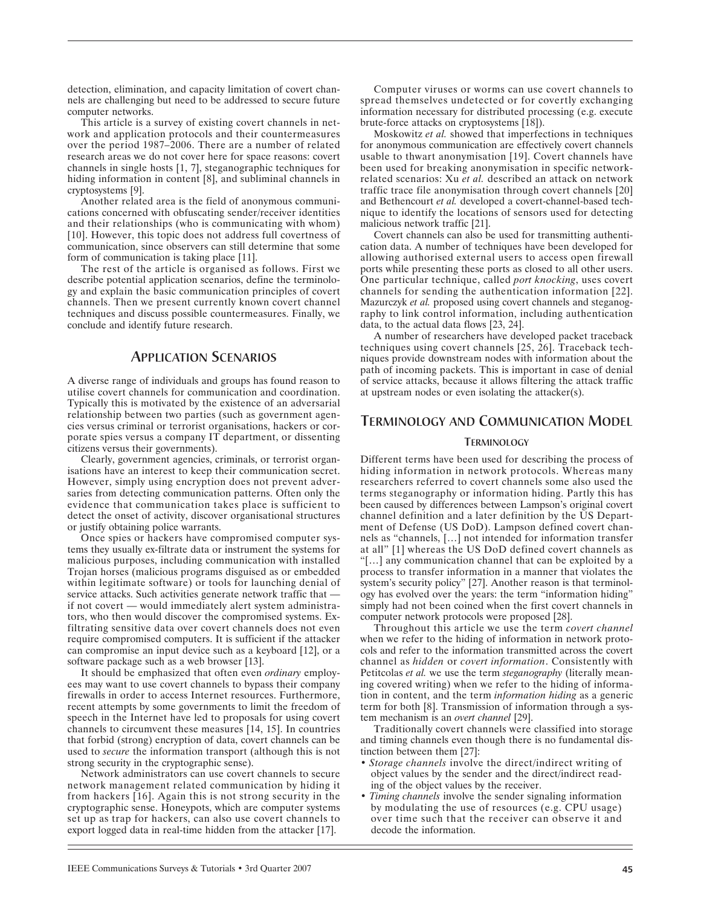detection, elimination, and capacity limitation of covert channels are challenging but need to be addressed to secure future computer networks.

This article is a survey of existing covert channels in network and application protocols and their countermeasures over the period 1987–2006. There are a number of related research areas we do not cover here for space reasons: covert channels in single hosts [1, 7], steganographic techniques for hiding information in content [8], and subliminal channels in cryptosystems [9].

Another related area is the field of anonymous communications concerned with obfuscating sender/receiver identities and their relationships (who is communicating with whom) [10]. However, this topic does not address full covertness of communication, since observers can still determine that some form of communication is taking place [11].

The rest of the article is organised as follows. First we describe potential application scenarios, define the terminology and explain the basic communication principles of covert channels. Then we present currently known covert channel techniques and discuss possible countermeasures. Finally, we conclude and identify future research.

## Application Scenarios

A diverse range of individuals and groups has found reason to utilise covert channels for communication and coordination. Typically this is motivated by the existence of an adversarial relationship between two parties (such as government agencies versus criminal or terrorist organisations, hackers or corporate spies versus a company IT department, or dissenting citizens versus their governments).

Clearly, government agencies, criminals, or terrorist organisations have an interest to keep their communication secret. However, simply using encryption does not prevent adversaries from detecting communication patterns. Often only the evidence that communication takes place is sufficient to detect the onset of activity, discover organisational structures or justify obtaining police warrants.

Once spies or hackers have compromised computer systems they usually ex-filtrate data or instrument the systems for malicious purposes, including communication with installed Trojan horses (malicious programs disguised as or embedded within legitimate software) or tools for launching denial of service attacks. Such activities generate network traffic that — if not covert — would immediately alert system administrators, who then would discover the compromised systems. Exfiltrating sensitive data over covert channels does not even require compromised computers. It is sufficient if the attacker can compromise an input device such as a keyboard [12], or a software package such as a web browser [13].

It should be emphasized that often even *ordinary* employees may want to use covert channels to bypass their company firewalls in order to access Internet resources. Furthermore, recent attempts by some governments to limit the freedom of speech in the Internet have led to proposals for using covert channels to circumvent these measures [14, 15]. In countries that forbid (strong) encryption of data, covert channels can be used to *secure* the information transport (although this is not strong security in the cryptographic sense).

Network administrators can use covert channels to secure network management related communication by hiding it from hackers [16]. Again this is not strong security in the cryptographic sense. Honeypots, which are computer systems set up as trap for hackers, can also use covert channels to export logged data in real-time hidden from the attacker [17].

Computer viruses or worms can use covert channels to spread themselves undetected or for covertly exchanging information necessary for distributed processing (e.g. execute brute-force attacks on cryptosystems [18]).

Moskowitz *et al.* showed that imperfections in techniques for anonymous communication are effectively covert channels usable to thwart anonymisation [19]. Covert channels have been used for breaking anonymisation in specific network-related scenarios: Xu *et al.* described an attack on network traffic trace file anonymisation through covert channels [20] and Bethencourt *et al.* developed a covert-channel-based technique to identify the locations of sensors used for detecting malicious network traffic [21].

Covert channels can also be used for transmitting authentication data. A number of techniques have been developed for allowing authorised external users to access open firewall ports while presenting these ports as closed to all other users. One particular technique, called *port knocking*, uses covert channels for sending the authentication information [22]. Mazurczyk *et al.* proposed using covert channels and steganography to link control information, including authentication data, to the actual data flows [23, 24].

A number of researchers have developed packet traceback techniques using covert channels [25, 26]. Traceback techniques provide downstream nodes with information about the path of incoming packets. This is important in case of denial of service attacks, because it allows filtering the attack traffic at upstream nodes or even isolating the attacker(s).

## Terminology and Communication Model

### Terminology

Different terms have been used for describing the process of hiding information in network protocols. Whereas many researchers referred to covert channels some also used the terms steganography or information hiding. Partly this has been caused by differences between Lampson's original covert channel definition and a later definition by the US Department of Defense (US DoD). Lampson defined covert channels as "channels, […] not intended for information transfer at all" [1] whereas the US DoD defined covert channels as "[…] any communication channel that can be exploited by a process to transfer information in a manner that violates the system's security policy" [27]. Another reason is that terminology has evolved over the years: the term "information hiding" simply had not been coined when the first covert channels in computer network protocols were proposed [28].

Throughout this article we use the term *covert channel* when we refer to the hiding of information in network protocols and refer to the information transmitted across the covert channel as *hidden* or *covert information*. Consistently with Petitcolas *et al.* we use the term *steganography* (literally meaning covered writing) when we refer to the hiding of information in content, and the term *information hiding* as a generic term for both [8]. Transmission of information through a system mechanism is an *overt channel* [29].

Traditionally covert channels were classified into storage and timing channels even though there is no fundamental distinction between them [27]:

- *Storage channels* involve the direct/indirect writing of object values by the sender and the direct/indirect reading of the object values by the receiver.
- *Timing channels* involve the sender signaling information by modulating the use of resources (e.g. CPU usage) over time such that the receiver can observe it and decode the information.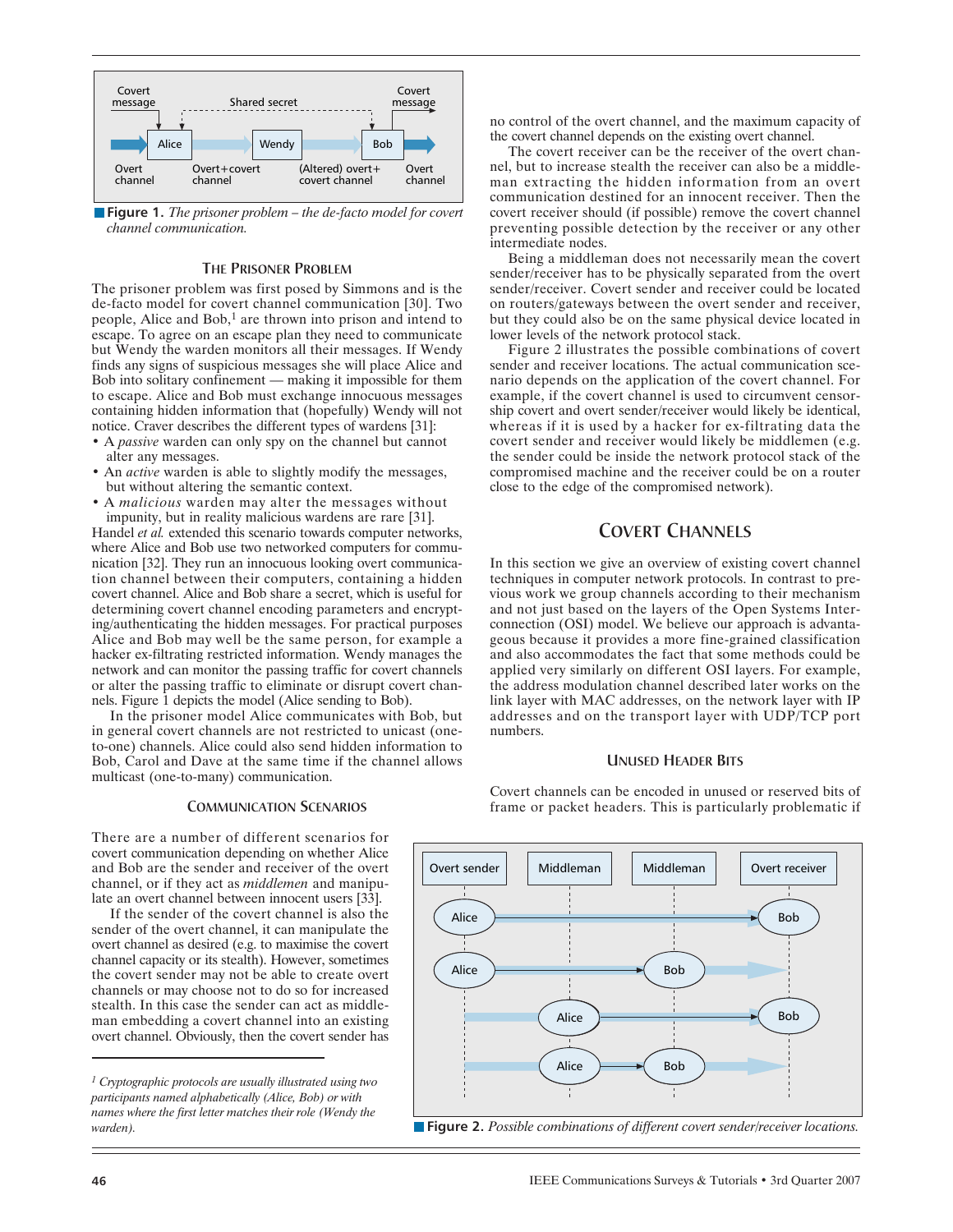Figure 1. *The prisoner problem – the de-facto model for covert channel communication.*

### THE PRISONER PROBLEM

The prisoner problem was first posed by Simmons and is the de-facto model for covert channel communication [30]. Two people, Alice and Bob,[1] are thrown into prison and intend to escape. To agree on an escape plan they need to communicate but Wendy the warden monitors all their messages. If Wendy finds any signs of suspicious messages she will place Alice and Bob into solitary confinement — making it impossible for them to escape. Alice and Bob must exchange innocuous messages containing hidden information that (hopefully) Wendy will not notice. Craver describes the different types of wardens [31]:

- A *passive* warden can only spy on the channel but cannot alter any messages.
- An *active* warden is able to slightly modify the messages, but without altering the semantic context.
- A *malicious* warden may alter the messages without impunity, but in reality malicious wardens are rare [31].

Handel *et al.* extended this scenario towards computer networks, where Alice and Bob use two networked computers for communication [32]. They run an innocuous looking overt communication channel between their computers, containing a hidden covert channel. Alice and Bob share a secret, which is useful for determining covert channel encoding parameters and encrypting/authenticating the hidden messages. For practical purposes Alice and Bob may well be the same person, for example a hacker ex-filtrating restricted information. Wendy manages the network and can monitor the passing traffic for covert channels or alter the passing traffic to eliminate or disrupt covert channels. Figure 1 depicts the model (Alice sending to Bob).

In the prisoner model Alice communicates with Bob, but in general covert channels are not restricted to unicast (one-to-one) channels. Alice could also send hidden information to Bob, Carol and Dave at the same time if the channel allows multicast (one-to-many) communication.

### COMMUNICATION SCENARIOS

There are a number of different scenarios for covert communication depending on whether Alice and Bob are the sender and receiver of the overt channel, or if they act as *middlemen* and manipulate an overt channel between innocent users [33].

If the sender of the covert channel is also the sender of the overt channel, it can manipulate the overt channel as desired (e.g. to maximise the covert channel capacity or its stealth). However, sometimes the covert sender may not be able to create overt channels or may choose not to do so for increased stealth. In this case the sender can act as middleman embedding a covert channel into an existing overt channel. Obviously, then the covert sender has no control of the overt channel, and the maximum capacity of the covert channel depends on the existing overt channel.

The covert receiver can be the receiver of the overt channel, but to increase stealth the receiver can also be a middleman extracting the hidden information from an overt communication destined for an innocent receiver. Then the covert receiver should (if possible) remove the covert channel preventing possible detection by the receiver or any other intermediate nodes.

Being a middleman does not necessarily mean the covert sender/receiver has to be physically separated from the overt sender/receiver. Covert sender and receiver could be located on routers/gateways between the overt sender and receiver, but they could also be on the same physical device located in lower levels of the network protocol stack.

Figure 2 illustrates the possible combinations of covert sender and receiver locations. The actual communication scenario depends on the application of the covert channel. For example, if the covert channel is used to circumvent censorship covert and overt sender/receiver would likely be identical, whereas if it is used by a hacker for ex-filtrating data the covert sender and receiver would likely be middlemen (e.g. the sender could be inside the network protocol stack of the compromised machine and the receiver could be on a router close to the edge of the compromised network).

## COVERT CHANNELS

In this section we give an overview of existing covert channel techniques in computer network protocols. In contrast to previous work we group channels according to their mechanism and not just based on the layers of the Open Systems Interconnection (OSI) model. We believe our approach is advantageous because it provides a more fine-grained classification and also accommodates the fact that some methods could be applied very similarly on different OSI layers. For example, the address modulation channel described later works on the link layer with MAC addresses, on the network layer with IP addresses and on the transport layer with UDP/TCP port numbers.

### UNUSED HEADER BITS

Covert channels can be encoded in unused or reserved bits of frame or packet headers. This is particularly problematic if

Figure 2. *Possible combinations of different covert sender/receiver locations.*

[1] *Cryptographic protocols are usually illustrated using two participants named alphabetically (Alice, Bob) or with names where the first letter matches their role (Wendy the warden).*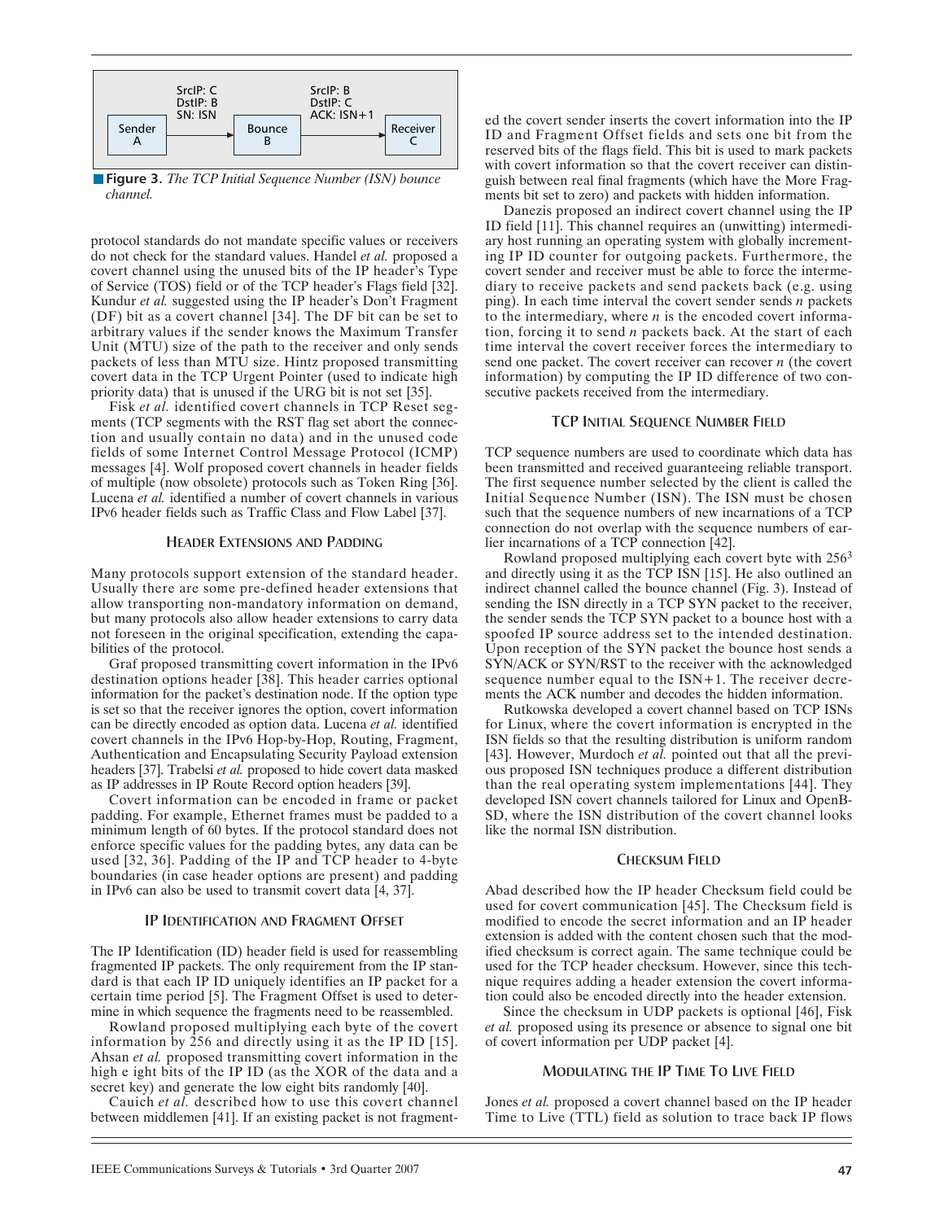Sender A → (SrcIP: C, DstIP: B, SN: ISN) → Bounce B → (SrcIP: B, DstIP: C, ACK: ISN+1) → Receiver C

**Figure 3.** *The TCP Initial Sequence Number (ISN) bounce channel.*

protocol standards do not mandate specific values or receivers do not check for the standard values. Handel *et al.* proposed a covert channel using the unused bits of the IP header's Type of Service (TOS) field or of the TCP header's Flags field [32]. Kundur *et al.* suggested using the IP header's Don't Fragment (DF) bit as a covert channel [34]. The DF bit can be set to arbitrary values if the sender knows the Maximum Transfer Unit (MTU) size of the path to the receiver and only sends packets of less than MTU size. Hintz proposed transmitting covert data in the TCP Urgent Pointer (used to indicate high priority data) that is unused if the URG bit is not set [35].

Fisk *et al.* identified covert channels in TCP Reset segments (TCP segments with the RST flag set abort the connection and usually contain no data) and in the unused code fields of some Internet Control Message Protocol (ICMP) messages [4]. Wolf proposed covert channels in header fields of multiple (now obsolete) protocols such as Token Ring [36]. Lucena *et al.* identified a number of covert channels in various IPv6 header fields such as Traffic Class and Flow Label [37].

### Header Extensions and Padding

Many protocols support extension of the standard header. Usually there are some pre-defined header extensions that allow transporting non-mandatory information on demand, but many protocols also allow header extensions to carry data not foreseen in the original specification, extending the capabilities of the protocol.

Graf proposed transmitting covert information in the IPv6 destination options header [38]. This header carries optional information for the packet's destination node. If the option type is set so that the receiver ignores the option, covert information can be directly encoded as option data. Lucena *et al.* identified covert channels in the IPv6 Hop-by-Hop, Routing, Fragment, Authentication and Encapsulating Security Payload extension headers [37]. Trabelsi *et al.* proposed to hide covert data masked as IP addresses in IP Route Record option headers [39].

Covert information can be encoded in frame or packet padding. For example, Ethernet frames must be padded to a minimum length of 60 bytes. If the protocol standard does not enforce specific values for the padding bytes, any data can be used [32, 36]. Padding of the IP and TCP header to 4-byte boundaries (in case header options are present) and padding in IPv6 can also be used to transmit covert data [4, 37].

### IP Identification and Fragment Offset

The IP Identification (ID) header field is used for reassembling fragmented IP packets. The only requirement from the IP standard is that each IP ID uniquely identifies an IP packet for a certain time period [5]. The Fragment Offset is used to determine in which sequence the fragments need to be reassembled.

Rowland proposed multiplying each byte of the covert information by 256 and directly using it as the IP ID [15]. Ahsan *et al.* proposed transmitting covert information in the high e ight bits of the IP ID (as the XOR of the data and a secret key) and generate the low eight bits randomly [40].

Cauich *et al.* described how to use this covert channel between middlemen [41]. If an existing packet is not fragmented the covert sender inserts the covert information into the IP ID and Fragment Offset fields and sets one bit from the reserved bits of the flags field. This bit is used to mark packets with covert information so that the covert receiver can distinguish between real final fragments (which have the More Fragments bit set to zero) and packets with hidden information.

Danezis proposed an indirect covert channel using the IP ID field [11]. This channel requires an (unwitting) intermediary host running an operating system with globally incrementing IP ID counter for outgoing packets. Furthermore, the covert sender and receiver must be able to force the intermediary to receive packets and send packets back (e.g. using ping). In each time interval the covert sender sends *n* packets to the intermediary, where *n* is the encoded covert information, forcing it to send *n* packets back. At the start of each time interval the covert receiver forces the intermediary to send one packet. The covert receiver can recover *n* (the covert information) by computing the IP ID difference of two consecutive packets received from the intermediary.

### TCP Initial Sequence Number Field

TCP sequence numbers are used to coordinate which data has been transmitted and received guaranteeing reliable transport. The first sequence number selected by the client is called the Initial Sequence Number (ISN). The ISN must be chosen such that the sequence numbers of new incarnations of a TCP connection do not overlap with the sequence numbers of earlier incarnations of a TCP connection [42].

Rowland proposed multiplying each covert byte with $256^3$ and directly using it as the TCP ISN [15]. He also outlined an indirect channel called the bounce channel (Fig. 3). Instead of sending the ISN directly in a TCP SYN packet to the receiver, the sender sends the TCP SYN packet to a bounce host with a spoofed IP source address set to the intended destination. Upon reception of the SYN packet the bounce host sends a SYN/ACK or SYN/RST to the receiver with the acknowledged sequence number equal to the ISN+1. The receiver decrements the ACK number and decodes the hidden information.

Rutkowska developed a covert channel based on TCP ISNs for Linux, where the covert information is encrypted in the ISN fields so that the resulting distribution is uniform random [43]. However, Murdoch *et al.* pointed out that all the previous proposed ISN techniques produce a different distribution than the real operating system implementations [44]. They developed ISN covert channels tailored for Linux and OpenBSD, where the ISN distribution of the covert channel looks like the normal ISN distribution.

### Checksum Field

Abad described how the IP header Checksum field could be used for covert communication [45]. The Checksum field is modified to encode the secret information and an IP header extension is added with the content chosen such that the modified checksum is correct again. The same technique could be used for the TCP header checksum. However, since this technique requires adding a header extension the covert information could also be encoded directly into the header extension.

Since the checksum in UDP packets is optional [46], Fisk *et al.* proposed using its presence or absence to signal one bit of covert information per UDP packet [4].

### Modulating the IP Time To Live Field

Jones *et al.* proposed a covert channel based on the IP header Time to Live (TTL) field as solution to trace back IP flows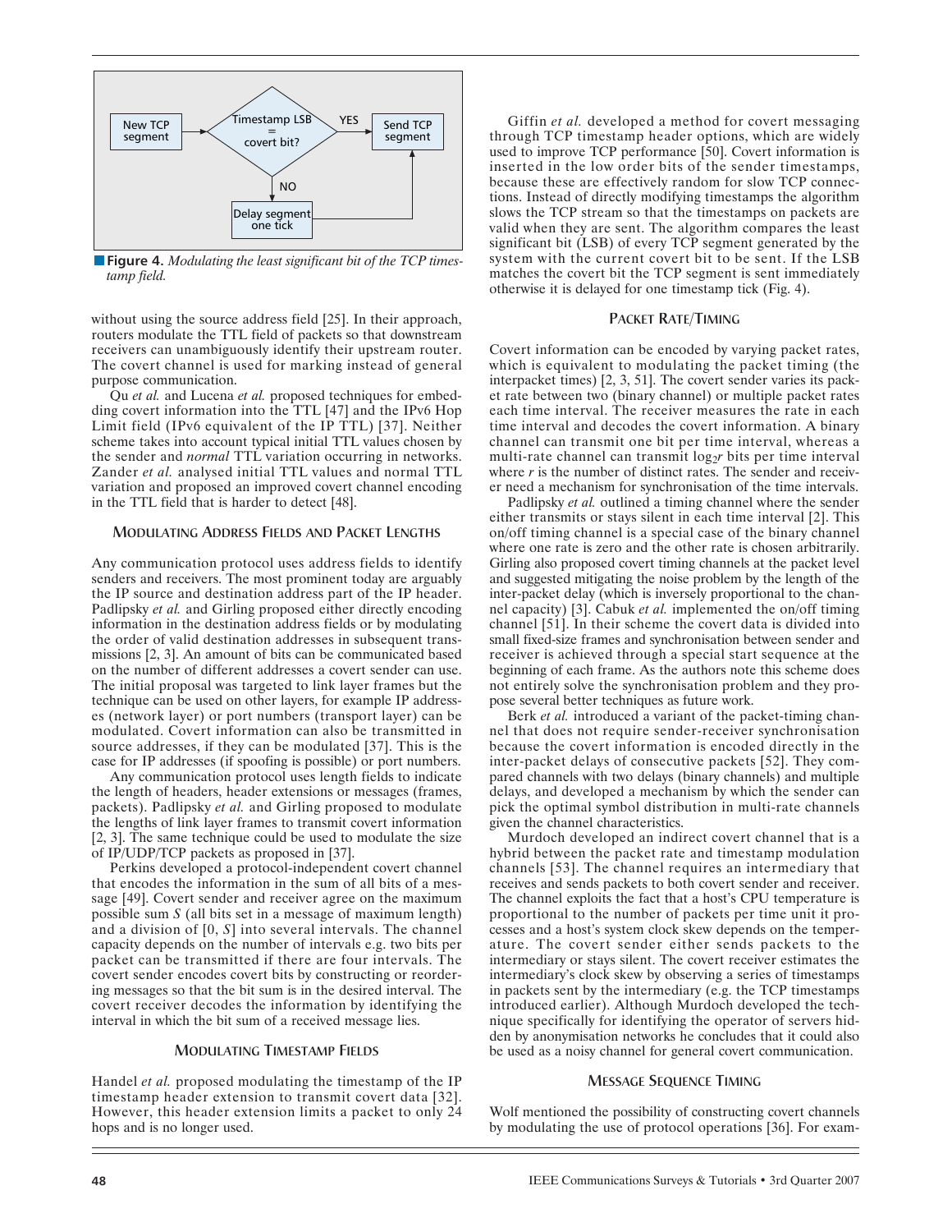Figure 4. *Modulating the least significant bit of the TCP timestamp field.*

without using the source address field [25]. In their approach, routers modulate the TTL field of packets so that downstream receivers can unambiguously identify their upstream router. The covert channel is used for marking instead of general purpose communication.

Qu *et al.* and Lucena *et al.* proposed techniques for embedding covert information into the TTL [47] and the IPv6 Hop Limit field (IPv6 equivalent of the IP TTL) [37]. Neither scheme takes into account typical initial TTL values chosen by the sender and *normal* TTL variation occurring in networks. Zander *et al.* analysed initial TTL values and normal TTL variation and proposed an improved covert channel encoding in the TTL field that is harder to detect [48].

### Modulating Address Fields and Packet Lengths

Any communication protocol uses address fields to identify senders and receivers. The most prominent today are arguably the IP source and destination address part of the IP header. Padlipsky *et al.* and Girling proposed either directly encoding information in the destination address fields or by modulating the order of valid destination addresses in subsequent transmissions [2, 3]. An amount of bits can be communicated based on the number of different addresses a covert sender can use. The initial proposal was targeted to link layer frames but the technique can be used on other layers, for example IP addresses (network layer) or port numbers (transport layer) can be modulated. Covert information can also be transmitted in source addresses, if they can be modulated [37]. This is the case for IP addresses (if spoofing is possible) or port numbers.

Any communication protocol uses length fields to indicate the length of headers, header extensions or messages (frames, packets). Padlipsky *et al.* and Girling proposed to modulate the lengths of link layer frames to transmit covert information [2, 3]. The same technique could be used to modulate the size of IP/UDP/TCP packets as proposed in [37].

Perkins developed a protocol-independent covert channel that encodes the information in the sum of all bits of a message [49]. Covert sender and receiver agree on the maximum possible sum $S$ (all bits set in a message of maximum length) and a division of $[0, S]$ into several intervals. The channel capacity depends on the number of intervals e.g. two bits per packet can be transmitted if there are four intervals. The covert sender encodes covert bits by constructing or reordering messages so that the bit sum is in the desired interval. The covert receiver decodes the information by identifying the interval in which the bit sum of a received message lies.

### Modulating Timestamp Fields

Handel *et al.* proposed modulating the timestamp of the IP timestamp header extension to transmit covert data [32]. However, this header extension limits a packet to only 24 hops and is no longer used.

Giffin *et al.* developed a method for covert messaging through TCP timestamp header options, which are widely used to improve TCP performance [50]. Covert information is inserted in the low order bits of the sender timestamps, because these are effectively random for slow TCP connections. Instead of directly modifying timestamps the algorithm slows the TCP stream so that the timestamps on packets are valid when they are sent. The algorithm compares the least significant bit (LSB) of every TCP segment generated by the system with the current covert bit to be sent. If the LSB matches the covert bit the TCP segment is sent immediately otherwise it is delayed for one timestamp tick (Fig. 4).

### Packet Rate/Timing

Covert information can be encoded by varying packet rates, which is equivalent to modulating the packet timing (the interpacket times) [2, 3, 51]. The covert sender varies its packet rate between two (binary channel) or multiple packet rates each time interval. The receiver measures the rate in each time interval and decodes the covert information. A binary channel can transmit one bit per time interval, whereas a multi-rate channel can transmit $\log_2 r$ bits per time interval where $r$ is the number of distinct rates. The sender and receiver need a mechanism for synchronisation of the time intervals.

Padlipsky *et al.* outlined a timing channel where the sender either transmits or stays silent in each time interval [2]. This on/off timing channel is a special case of the binary channel where one rate is zero and the other rate is chosen arbitrarily. Girling also proposed covert timing channels at the packet level and suggested mitigating the noise problem by the length of the inter-packet delay (which is inversely proportional to the channel capacity) [3]. Cabuk *et al.* implemented the on/off timing channel [51]. In their scheme the covert data is divided into small fixed-size frames and synchronisation between sender and receiver is achieved through a special start sequence at the beginning of each frame. As the authors note this scheme does not entirely solve the synchronisation problem and they propose several better techniques as future work.

Berk *et al.* introduced a variant of the packet-timing channel that does not require sender-receiver synchronisation because the covert information is encoded directly in the inter-packet delays of consecutive packets [52]. They compared channels with two delays (binary channels) and multiple delays, and developed a mechanism by which the sender can pick the optimal symbol distribution in multi-rate channels given the channel characteristics.

Murdoch developed an indirect covert channel that is a hybrid between the packet rate and timestamp modulation channels [53]. The channel requires an intermediary that receives and sends packets to both covert sender and receiver. The channel exploits the fact that a host's CPU temperature is proportional to the number of packets per time unit it processes and a host's system clock skew depends on the temperature. The covert sender either sends packets to the intermediary or stays silent. The covert receiver estimates the intermediary's clock skew by observing a series of timestamps in packets sent by the intermediary (e.g. the TCP timestamps introduced earlier). Although Murdoch developed the technique specifically for identifying the operator of servers hidden by anonymisation networks he concludes that it could also be used as a noisy channel for general covert communication.

### Message Sequence Timing

Wolf mentioned the possibility of constructing covert channels by modulating the use of protocol operations [36]. For exam-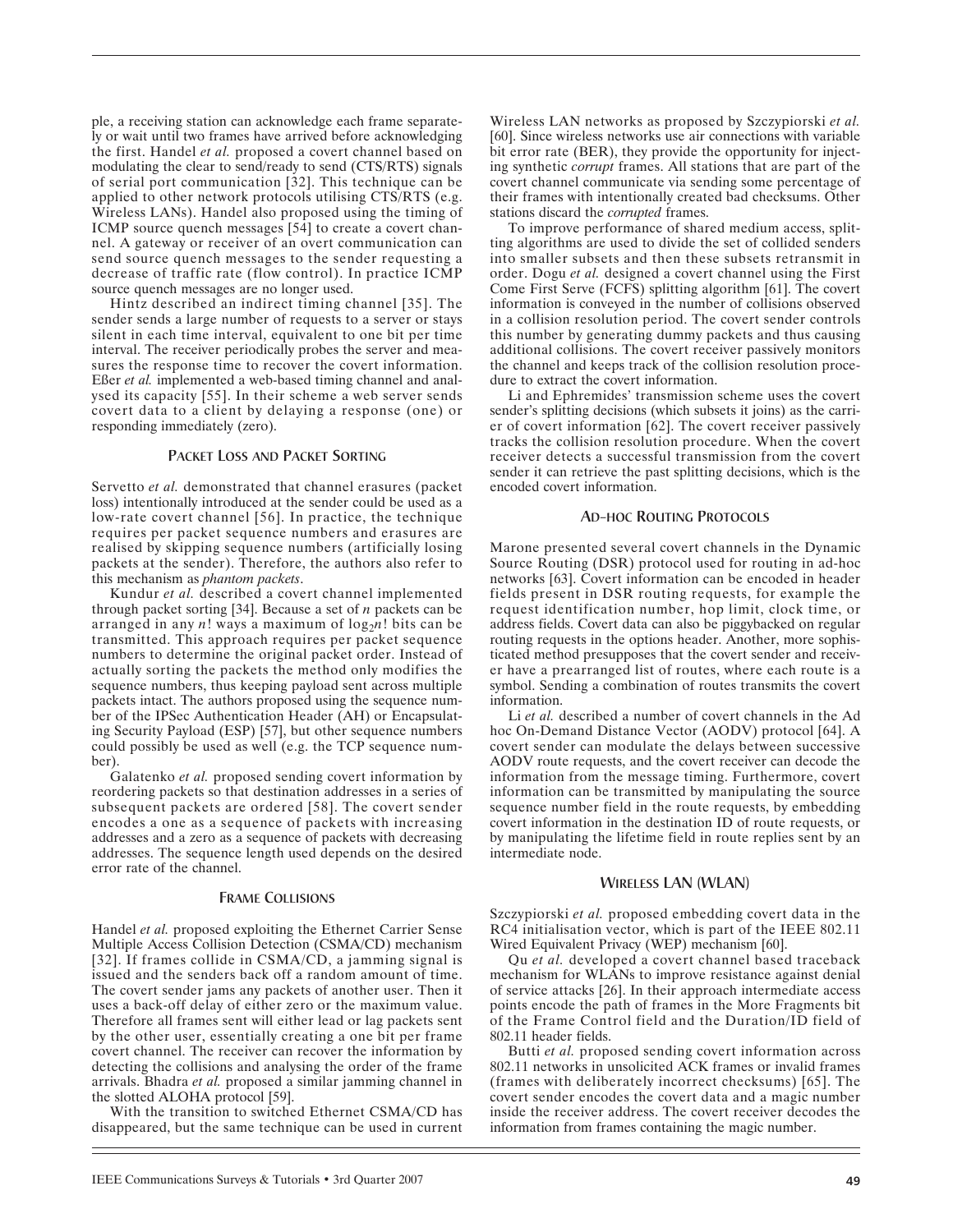ple, a receiving station can acknowledge each frame separately or wait until two frames have arrived before acknowledging the first. Handel *et al.* proposed a covert channel based on modulating the clear to send/ready to send (CTS/RTS) signals of serial port communication [32]. This technique can be applied to other network protocols utilising CTS/RTS (e.g. Wireless LANs). Handel also proposed using the timing of ICMP source quench messages [54] to create a covert channel. A gateway or receiver of an overt communication can send source quench messages to the sender requesting a decrease of traffic rate (flow control). In practice ICMP source quench messages are no longer used.

Hintz described an indirect timing channel [35]. The sender sends a large number of requests to a server or stays silent in each time interval, equivalent to one bit per time interval. The receiver periodically probes the server and measures the response time to recover the covert information. Eßer *et al.* implemented a web-based timing channel and analysed its capacity [55]. In their scheme a web server sends covert data to a client by delaying a response (one) or responding immediately (zero).

### Packet Loss and Packet Sorting

Servetto *et al.* demonstrated that channel erasures (packet loss) intentionally introduced at the sender could be used as a low-rate covert channel [56]. In practice, the technique requires per packet sequence numbers and erasures are realised by skipping sequence numbers (artificially losing packets at the sender). Therefore, the authors also refer to this mechanism as *phantom packets*.

Kundur *et al.* described a covert channel implemented through packet sorting [34]. Because a set of *n* packets can be arranged in any $n!$ ways a maximum of $\log_2 n!$ bits can be transmitted. This approach requires per packet sequence numbers to determine the original packet order. Instead of actually sorting the packets the method only modifies the sequence numbers, thus keeping payload sent across multiple packets intact. The authors proposed using the sequence number of the IPSec Authentication Header (AH) or Encapsulating Security Payload (ESP) [57], but other sequence numbers could possibly be used as well (e.g. the TCP sequence number).

Galatenko *et al.* proposed sending covert information by reordering packets so that destination addresses in a series of subsequent packets are ordered [58]. The covert sender encodes a one as a sequence of packets with increasing addresses and a zero as a sequence of packets with decreasing addresses. The sequence length used depends on the desired error rate of the channel.

### Frame Collisions

Handel *et al.* proposed exploiting the Ethernet Carrier Sense Multiple Access Collision Detection (CSMA/CD) mechanism [32]. If frames collide in CSMA/CD, a jamming signal is issued and the senders back off a random amount of time. The covert sender jams any packets of another user. Then it uses a back-off delay of either zero or the maximum value. Therefore all frames sent will either lead or lag packets sent by the other user, essentially creating a one bit per frame covert channel. The receiver can recover the information by detecting the collisions and analysing the order of the frame arrivals. Bhadra *et al.* proposed a similar jamming channel in the slotted ALOHA protocol [59].

With the transition to switched Ethernet CSMA/CD has disappeared, but the same technique can be used in current Wireless LAN networks as proposed by Szczypiorski *et al.* [60]. Since wireless networks use air connections with variable bit error rate (BER), they provide the opportunity for injecting synthetic *corrupt* frames. All stations that are part of the covert channel communicate via sending some percentage of their frames with intentionally created bad checksums. Other stations discard the *corrupted* frames.

To improve performance of shared medium access, splitting algorithms are used to divide the set of collided senders into smaller subsets and then these subsets retransmit in order. Dogu *et al.* designed a covert channel using the First Come First Serve (FCFS) splitting algorithm [61]. The covert information is conveyed in the number of collisions observed in a collision resolution period. The covert sender controls this number by generating dummy packets and thus causing additional collisions. The covert receiver passively monitors the channel and keeps track of the collision resolution procedure to extract the covert information.

Li and Ephremides' transmission scheme uses the covert sender's splitting decisions (which subsets it joins) as the carrier of covert information [62]. The covert receiver passively tracks the collision resolution procedure. When the covert receiver detects a successful transmission from the covert sender it can retrieve the past splitting decisions, which is the encoded covert information.

### Ad-hoc Routing Protocols

Marone presented several covert channels in the Dynamic Source Routing (DSR) protocol used for routing in ad-hoc networks [63]. Covert information can be encoded in header fields present in DSR routing requests, for example the request identification number, hop limit, clock time, or address fields. Covert data can also be piggybacked on regular routing requests in the options header. Another, more sophisticated method presupposes that the covert sender and receiver have a prearranged list of routes, where each route is a symbol. Sending a combination of routes transmits the covert information.

Li *et al.* described a number of covert channels in the Ad hoc On-Demand Distance Vector (AODV) protocol [64]. A covert sender can modulate the delays between successive AODV route requests, and the covert receiver can decode the information from the message timing. Furthermore, covert information can be transmitted by manipulating the source sequence number field in the route requests, by embedding covert information in the destination ID of route requests, or by manipulating the lifetime field in route replies sent by an intermediate node.

### Wireless LAN (WLAN)

Szczypiorski *et al.* proposed embedding covert data in the RC4 initialisation vector, which is part of the IEEE 802.11 Wired Equivalent Privacy (WEP) mechanism [60].

Qu *et al.* developed a covert channel based traceback mechanism for WLANs to improve resistance against denial of service attacks [26]. In their approach intermediate access points encode the path of frames in the More Fragments bit of the Frame Control field and the Duration/ID field of 802.11 header fields.

Butti *et al.* proposed sending covert information across 802.11 networks in unsolicited ACK frames or invalid frames (frames with deliberately incorrect checksums) [65]. The covert sender encodes the covert data and a magic number inside the receiver address. The covert receiver decodes the information from frames containing the magic number.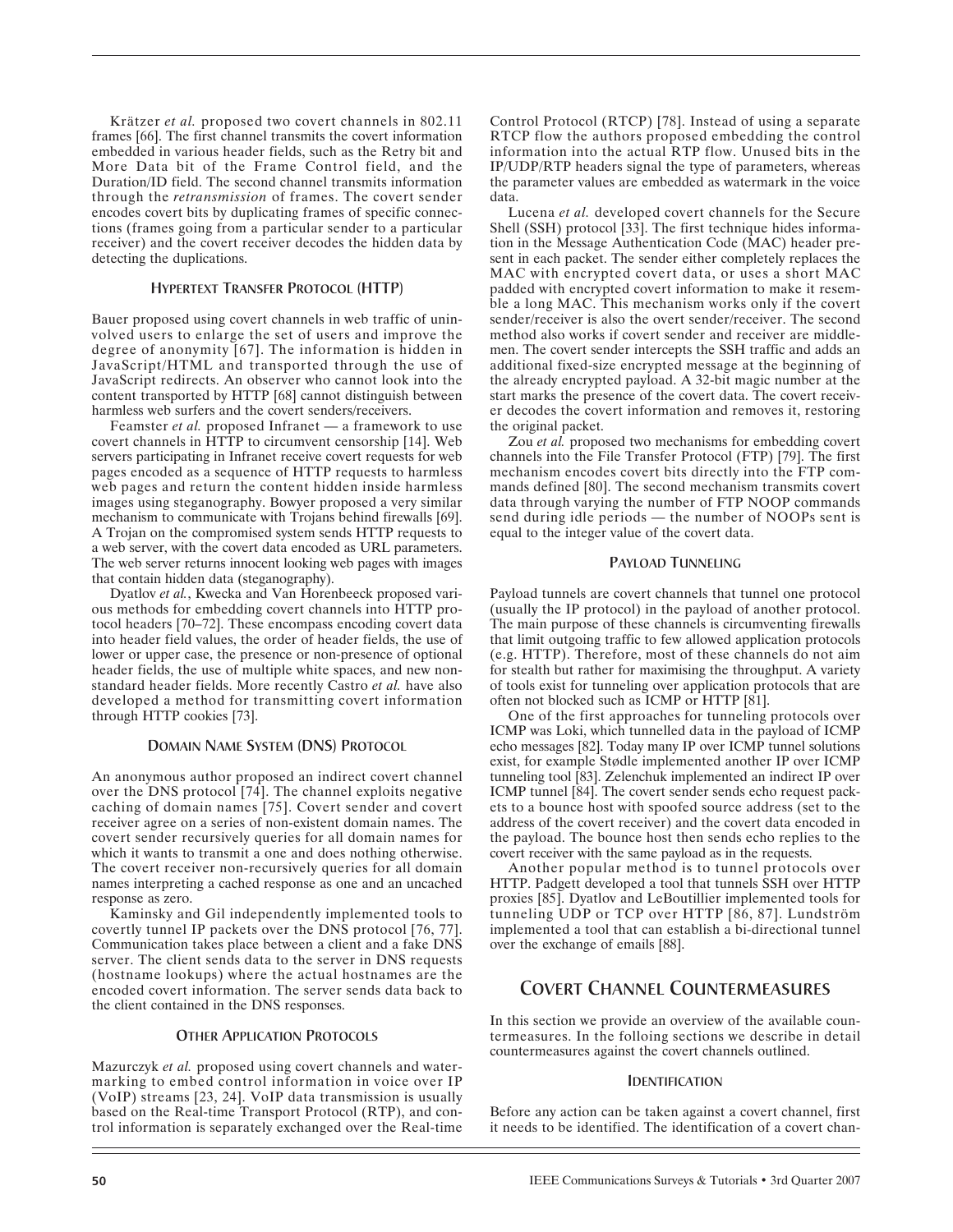Krätzer *et al.* proposed two covert channels in 802.11 frames [66]. The first channel transmits the covert information embedded in various header fields, such as the Retry bit and More Data bit of the Frame Control field, and the Duration/ID field. The second channel transmits information through the *retransmission* of frames. The covert sender encodes covert bits by duplicating frames of specific connections (frames going from a particular sender to a particular receiver) and the covert receiver decodes the hidden data by detecting the duplications.

### Hypertext Transfer Protocol (HTTP)

Bauer proposed using covert channels in web traffic of uninvolved users to enlarge the set of users and improve the degree of anonymity [67]. The information is hidden in JavaScript/HTML and transported through the use of JavaScript redirects. An observer who cannot look into the content transported by HTTP [68] cannot distinguish between harmless web surfers and the covert senders/receivers.

Feamster *et al.* proposed Infranet — a framework to use covert channels in HTTP to circumvent censorship [14]. Web servers participating in Infranet receive covert requests for web pages encoded as a sequence of HTTP requests to harmless web pages and return the content hidden inside harmless images using steganography. Bowyer proposed a very similar mechanism to communicate with Trojans behind firewalls [69]. A Trojan on the compromised system sends HTTP requests to a web server, with the covert data encoded as URL parameters. The web server returns innocent looking web pages with images that contain hidden data (steganography).

Dyatlov *et al.*, Kwecka and Van Horenbeeck proposed various methods for embedding covert channels into HTTP protocol headers [70–72]. These encompass encoding covert data into header field values, the order of header fields, the use of lower or upper case, the presence or non-presence of optional header fields, the use of multiple white spaces, and new non-standard header fields. More recently Castro *et al.* have also developed a method for transmitting covert information through HTTP cookies [73].

### Domain Name System (DNS) Protocol

An anonymous author proposed an indirect covert channel over the DNS protocol [74]. The channel exploits negative caching of domain names [75]. Covert sender and covert receiver agree on a series of non-existent domain names. The covert sender recursively queries for all domain names for which it wants to transmit a one and does nothing otherwise. The covert receiver non-recursively queries for all domain names interpreting a cached response as one and an uncached response as zero.

Kaminsky and Gil independently implemented tools to covertly tunnel IP packets over the DNS protocol [76, 77]. Communication takes place between a client and a fake DNS server. The client sends data to the server in DNS requests (hostname lookups) where the actual hostnames are the encoded covert information. The server sends data back to the client contained in the DNS responses.

### Other Application Protocols

Mazurczyk *et al.* proposed using covert channels and watermarking to embed control information in voice over IP (VoIP) streams [23, 24]. VoIP data transmission is usually based on the Real-time Transport Protocol (RTP), and control information is separately exchanged over the Real-time Control Protocol (RTCP) [78]. Instead of using a separate RTCP flow the authors proposed embedding the control information into the actual RTP flow. Unused bits in the IP/UDP/RTP headers signal the type of parameters, whereas the parameter values are embedded as watermark in the voice data.

Lucena *et al.* developed covert channels for the Secure Shell (SSH) protocol [33]. The first technique hides information in the Message Authentication Code (MAC) header present in each packet. The sender either completely replaces the MAC with encrypted covert data, or uses a short MAC padded with encrypted covert information to make it resemble a long MAC. This mechanism works only if the covert sender/receiver is also the overt sender/receiver. The second method also works if covert sender and receiver are middlemen. The covert sender intercepts the SSH traffic and adds an additional fixed-size encrypted message at the beginning of the already encrypted payload. A 32-bit magic number at the start marks the presence of the covert data. The covert receiver decodes the covert information and removes it, restoring the original packet.

Zou *et al.* proposed two mechanisms for embedding covert channels into the File Transfer Protocol (FTP) [79]. The first mechanism encodes covert bits directly into the FTP commands defined [80]. The second mechanism transmits covert data through varying the number of FTP NOOP commands send during idle periods — the number of NOOPs sent is equal to the integer value of the covert data.

### Payload Tunneling

Payload tunnels are covert channels that tunnel one protocol (usually the IP protocol) in the payload of another protocol. The main purpose of these channels is circumventing firewalls that limit outgoing traffic to few allowed application protocols (e.g. HTTP). Therefore, most of these channels do not aim for stealth but rather for maximising the throughput. A variety of tools exist for tunneling over application protocols that are often not blocked such as ICMP or HTTP [81].

One of the first approaches for tunneling protocols over ICMP was Loki, which tunnelled data in the payload of ICMP echo messages [82]. Today many IP over ICMP tunnel solutions exist, for example Stødle implemented another IP over ICMP tunneling tool [83]. Zelenchuk implemented an indirect IP over ICMP tunnel [84]. The covert sender sends echo request packets to a bounce host with spoofed source address (set to the address of the covert receiver) and the covert data encoded in the payload. The bounce host then sends echo replies to the covert receiver with the same payload as in the requests.

Another popular method is to tunnel protocols over HTTP. Padgett developed a tool that tunnels SSH over HTTP proxies [85]. Dyatlov and LeBoutillier implemented tools for tunneling UDP or TCP over HTTP [86, 87]. Lundström implemented a tool that can establish a bi-directional tunnel over the exchange of emails [88].

## Covert Channel Countermeasures

In this section we provide an overview of the available countermeasures. In the folloing sections we describe in detail countermeasures against the covert channels outlined.

### Identification

Before any action can be taken against a covert channel, first it needs to be identified. The identification of a covert chan-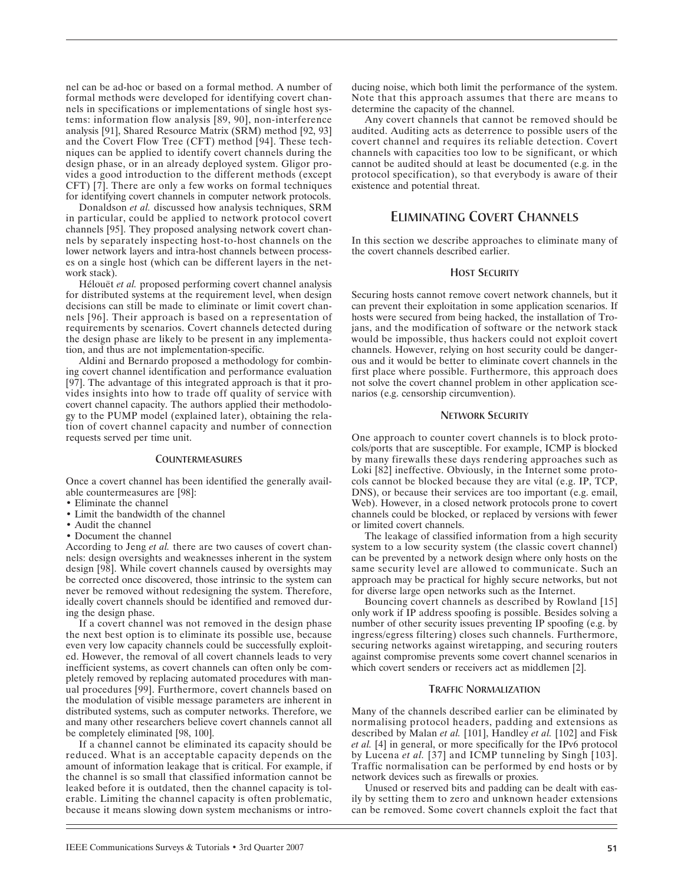nel can be ad-hoc or based on a formal method. A number of formal methods were developed for identifying covert channels in specifications or implementations of single host systems: information flow analysis [89, 90], non-interference analysis [91], Shared Resource Matrix (SRM) method [92, 93] and the Covert Flow Tree (CFT) method [94]. These techniques can be applied to identify covert channels during the design phase, or in an already deployed system. Gligor provides a good introduction to the different methods (except CFT) [7]. There are only a few works on formal techniques for identifying covert channels in computer network protocols.

Donaldson *et al.* discussed how analysis techniques, SRM in particular, could be applied to network protocol covert channels [95]. They proposed analysing network covert channels by separately inspecting host-to-host channels on the lower network layers and intra-host channels between processes on a single host (which can be different layers in the network stack).

Hélouët *et al.* proposed performing covert channel analysis for distributed systems at the requirement level, when design decisions can still be made to eliminate or limit covert channels [96]. Their approach is based on a representation of requirements by scenarios. Covert channels detected during the design phase are likely to be present in any implementation, and thus are not implementation-specific.

Aldini and Bernardo proposed a methodology for combining covert channel identification and performance evaluation [97]. The advantage of this integrated approach is that it provides insights into how to trade off quality of service with covert channel capacity. The authors applied their methodology to the PUMP model (explained later), obtaining the relation of covert channel capacity and number of connection requests served per time unit.

### Countermeasures

Once a covert channel has been identified the generally available countermeasures are [98]:

- Eliminate the channel
- Limit the bandwidth of the channel
- Audit the channel
- Document the channel

According to Jeng *et al.* there are two causes of covert channels: design oversights and weaknesses inherent in the system design [98]. While covert channels caused by oversights may be corrected once discovered, those intrinsic to the system can never be removed without redesigning the system. Therefore, ideally covert channels should be identified and removed during the design phase.

If a covert channel was not removed in the design phase the next best option is to eliminate its possible use, because even very low capacity channels could be successfully exploited. However, the removal of all covert channels leads to very inefficient systems, as covert channels can often only be completely removed by replacing automated procedures with manual procedures [99]. Furthermore, covert channels based on the modulation of visible message parameters are inherent in distributed systems, such as computer networks. Therefore, we and many other researchers believe covert channels cannot all be completely eliminated [98, 100].

If a channel cannot be eliminated its capacity should be reduced. What is an acceptable capacity depends on the amount of information leakage that is critical. For example, if the channel is so small that classified information cannot be leaked before it is outdated, then the channel capacity is tolerable. Limiting the channel capacity is often problematic, because it means slowing down system mechanisms or introducing noise, which both limit the performance of the system. Note that this approach assumes that there are means to determine the capacity of the channel.

Any covert channels that cannot be removed should be audited. Auditing acts as deterrence to possible users of the covert channel and requires its reliable detection. Covert channels with capacities too low to be significant, or which cannot be audited should at least be documented (e.g. in the protocol specification), so that everybody is aware of their existence and potential threat.

## Eliminating Covert Channels

In this section we describe approaches to eliminate many of the covert channels described earlier.

### Host Security

Securing hosts cannot remove covert network channels, but it can prevent their exploitation in some application scenarios. If hosts were secured from being hacked, the installation of Trojans, and the modification of software or the network stack would be impossible, thus hackers could not exploit covert channels. However, relying on host security could be dangerous and it would be better to eliminate covert channels in the first place where possible. Furthermore, this approach does not solve the covert channel problem in other application scenarios (e.g. censorship circumvention).

### Network Security

One approach to counter covert channels is to block protocols/ports that are susceptible. For example, ICMP is blocked by many firewalls these days rendering approaches such as Loki [82] ineffective. Obviously, in the Internet some protocols cannot be blocked because they are vital (e.g. IP, TCP, DNS), or because their services are too important (e.g. email, Web). However, in a closed network protocols prone to covert channels could be blocked, or replaced by versions with fewer or limited covert channels.

The leakage of classified information from a high security system to a low security system (the classic covert channel) can be prevented by a network design where only hosts on the same security level are allowed to communicate. Such an approach may be practical for highly secure networks, but not for diverse large open networks such as the Internet.

Bouncing covert channels as described by Rowland [15] only work if IP address spoofing is possible. Besides solving a number of other security issues preventing IP spoofing (e.g. by ingress/egress filtering) closes such channels. Furthermore, securing networks against wiretapping, and securing routers against compromise prevents some covert channel scenarios in which covert senders or receivers act as middlemen [2].

### Traffic Normalization

Many of the channels described earlier can be eliminated by normalising protocol headers, padding and extensions as described by Malan *et al.* [101], Handley *et al.* [102] and Fisk *et al.* [4] in general, or more specifically for the IPv6 protocol by Lucena *et al.* [37] and ICMP tunneling by Singh [103]. Traffic normalisation can be performed by end hosts or by network devices such as firewalls or proxies.

Unused or reserved bits and padding can be dealt with easily by setting them to zero and unknown header extensions can be removed. Some covert channels exploit the fact that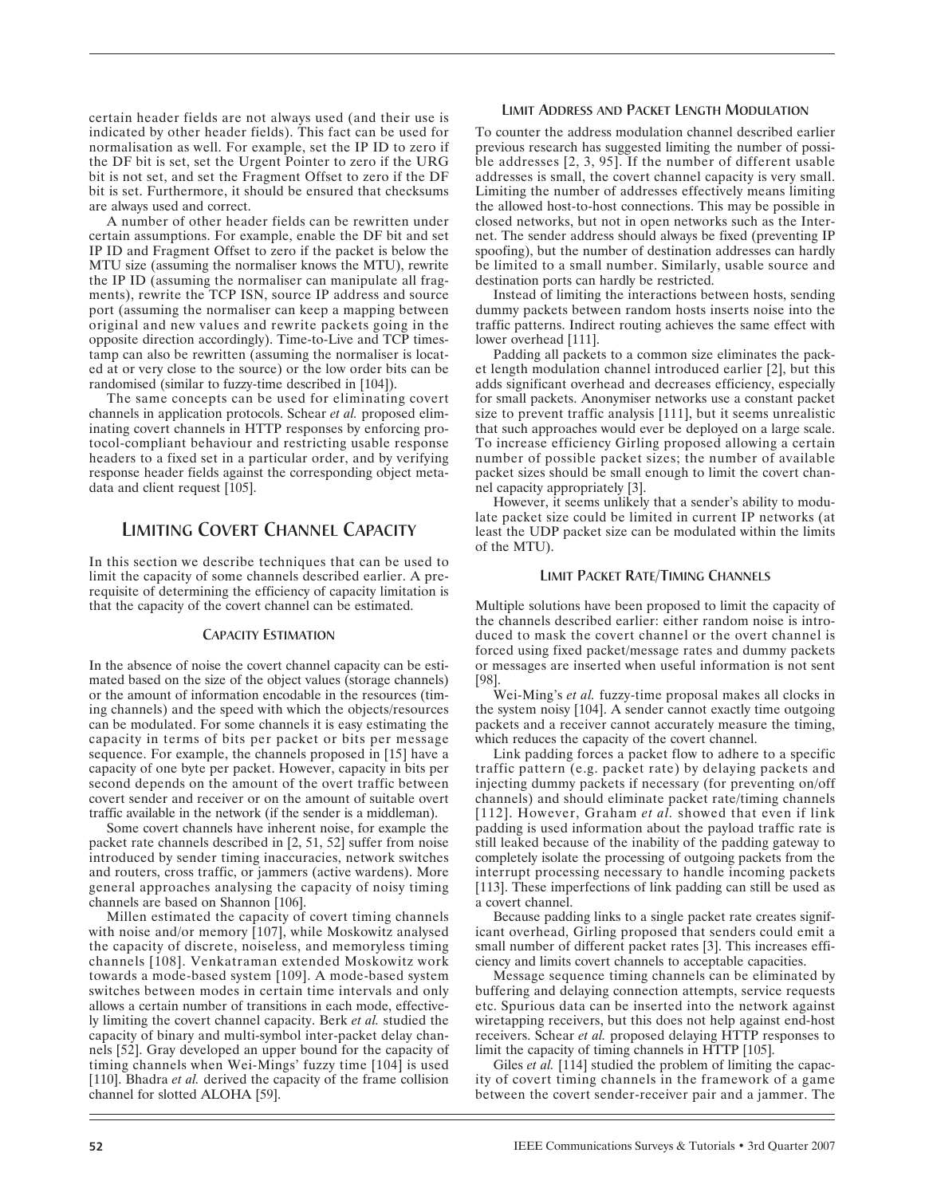certain header fields are not always used (and their use is indicated by other header fields). This fact can be used for normalisation as well. For example, set the IP ID to zero if the DF bit is set, set the Urgent Pointer to zero if the URG bit is not set, and set the Fragment Offset to zero if the DF bit is set. Furthermore, it should be ensured that checksums are always used and correct.

A number of other header fields can be rewritten under certain assumptions. For example, enable the DF bit and set IP ID and Fragment Offset to zero if the packet is below the MTU size (assuming the normaliser knows the MTU), rewrite the IP ID (assuming the normaliser can manipulate all fragments), rewrite the TCP ISN, source IP address and source port (assuming the normaliser can keep a mapping between original and new values and rewrite packets going in the opposite direction accordingly). Time-to-Live and TCP timestamp can also be rewritten (assuming the normaliser is located at or very close to the source) or the low order bits can be randomised (similar to fuzzy-time described in [104]).

The same concepts can be used for eliminating covert channels in application protocols. Schear *et al.* proposed eliminating covert channels in HTTP responses by enforcing protocol-compliant behaviour and restricting usable response headers to a fixed set in a particular order, and by verifying response header fields against the corresponding object metadata and client request [105].

## LIMITING COVERT CHANNEL CAPACITY

In this section we describe techniques that can be used to limit the capacity of some channels described earlier. A prerequisite of determining the efficiency of capacity limitation is that the capacity of the covert channel can be estimated.

### CAPACITY ESTIMATION

In the absence of noise the covert channel capacity can be estimated based on the size of the object values (storage channels) or the amount of information encodable in the resources (timing channels) and the speed with which the objects/resources can be modulated. For some channels it is easy estimating the capacity in terms of bits per packet or bits per message sequence. For example, the channels proposed in [15] have a capacity of one byte per packet. However, capacity in bits per second depends on the amount of the overt traffic between covert sender and receiver or on the amount of suitable overt traffic available in the network (if the sender is a middleman).

Some covert channels have inherent noise, for example the packet rate channels described in [2, 51, 52] suffer from noise introduced by sender timing inaccuracies, network switches and routers, cross traffic, or jammers (active wardens). More general approaches analysing the capacity of noisy timing channels are based on Shannon [106].

Millen estimated the capacity of covert timing channels with noise and/or memory [107], while Moskowitz analysed the capacity of discrete, noiseless, and memoryless timing channels [108]. Venkatraman extended Moskowitz work towards a mode-based system [109]. A mode-based system switches between modes in certain time intervals and only allows a certain number of transitions in each mode, effectively limiting the covert channel capacity. Berk *et al.* studied the capacity of binary and multi-symbol inter-packet delay channels [52]. Gray developed an upper bound for the capacity of timing channels when Wei-Mings' fuzzy time [104] is used [110]. Bhadra *et al.* derived the capacity of the frame collision channel for slotted ALOHA [59].

### LIMIT ADDRESS AND PACKET LENGTH MODULATION

To counter the address modulation channel described earlier previous research has suggested limiting the number of possible addresses [2, 3, 95]. If the number of different usable addresses is small, the covert channel capacity is very small. Limiting the number of addresses effectively means limiting the allowed host-to-host connections. This may be possible in closed networks, but not in open networks such as the Internet. The sender address should always be fixed (preventing IP spoofing), but the number of destination addresses can hardly be limited to a small number. Similarly, usable source and destination ports can hardly be restricted.

Instead of limiting the interactions between hosts, sending dummy packets between random hosts inserts noise into the traffic patterns. Indirect routing achieves the same effect with lower overhead [111].

Padding all packets to a common size eliminates the packet length modulation channel introduced earlier [2], but this adds significant overhead and decreases efficiency, especially for small packets. Anonymiser networks use a constant packet size to prevent traffic analysis [111], but it seems unrealistic that such approaches would ever be deployed on a large scale. To increase efficiency Girling proposed allowing a certain number of possible packet sizes; the number of available packet sizes should be small enough to limit the covert channel capacity appropriately [3].

However, it seems unlikely that a sender's ability to modulate packet size could be limited in current IP networks (at least the UDP packet size can be modulated within the limits of the MTU).

### LIMIT PACKET RATE/TIMING CHANNELS

Multiple solutions have been proposed to limit the capacity of the channels described earlier: either random noise is introduced to mask the covert channel or the overt channel is forced using fixed packet/message rates and dummy packets or messages are inserted when useful information is not sent [98].

Wei-Ming's *et al.* fuzzy-time proposal makes all clocks in the system noisy [104]. A sender cannot exactly time outgoing packets and a receiver cannot accurately measure the timing, which reduces the capacity of the covert channel.

Link padding forces a packet flow to adhere to a specific traffic pattern (e.g. packet rate) by delaying packets and injecting dummy packets if necessary (for preventing on/off channels) and should eliminate packet rate/timing channels [112]. However, Graham *et al.* showed that even if link padding is used information about the payload traffic rate is still leaked because of the inability of the padding gateway to completely isolate the processing of outgoing packets from the interrupt processing necessary to handle incoming packets [113]. These imperfections of link padding can still be used as a covert channel.

Because padding links to a single packet rate creates significant overhead, Girling proposed that senders could emit a small number of different packet rates [3]. This increases efficiency and limits covert channels to acceptable capacities.

Message sequence timing channels can be eliminated by buffering and delaying connection attempts, service requests etc. Spurious data can be inserted into the network against wiretapping receivers, but this does not help against end-host receivers. Schear *et al.* proposed delaying HTTP responses to limit the capacity of timing channels in HTTP [105].

Giles *et al.* [114] studied the problem of limiting the capacity of covert timing channels in the framework of a game between the covert sender-receiver pair and a jammer. The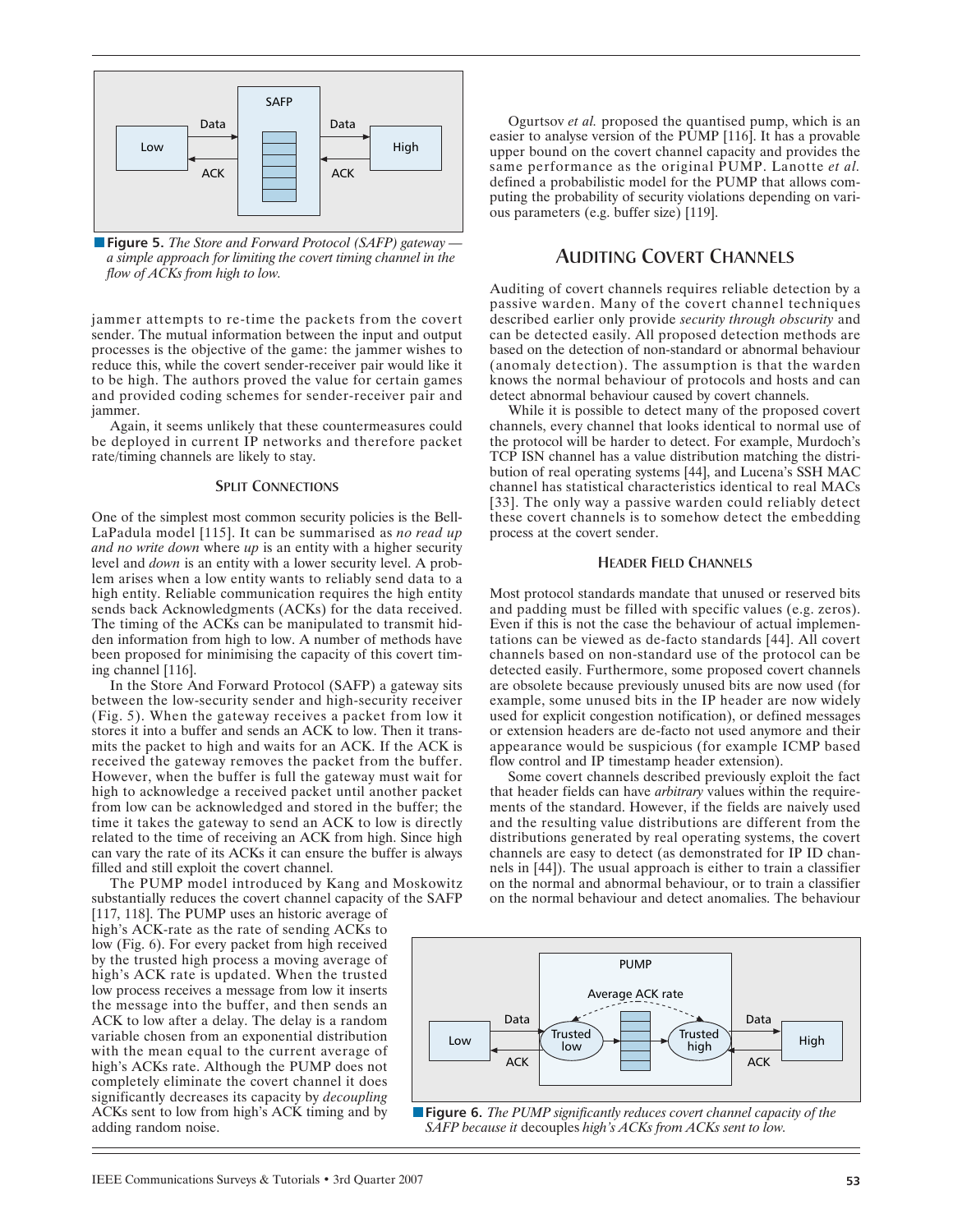**Figure 5.** *The Store and Forward Protocol (SAFP) gateway — a simple approach for limiting the covert timing channel in the flow of ACKs from high to low.*

jammer attempts to re-time the packets from the covert sender. The mutual information between the input and output processes is the objective of the game: the jammer wishes to reduce this, while the covert sender-receiver pair would like it to be high. The authors proved the value for certain games and provided coding schemes for sender-receiver pair and jammer.

Again, it seems unlikely that these countermeasures could be deployed in current IP networks and therefore packet rate/timing channels are likely to stay.

### SPLIT CONNECTIONS

One of the simplest most common security policies is the Bell-LaPadula model [115]. It can be summarised as *no read up and no write down* where *up* is an entity with a higher security level and *down* is an entity with a lower security level. A problem arises when a low entity wants to reliably send data to a high entity. Reliable communication requires the high entity sends back Acknowledgments (ACKs) for the data received. The timing of the ACKs can be manipulated to transmit hidden information from high to low. A number of methods have been proposed for minimising the capacity of this covert timing channel [116].

In the Store And Forward Protocol (SAFP) a gateway sits between the low-security sender and high-security receiver (Fig. 5). When the gateway receives a packet from low it stores it into a buffer and sends an ACK to low. Then it transmits the packet to high and waits for an ACK. If the ACK is received the gateway removes the packet from the buffer. However, when the buffer is full the gateway must wait for high to acknowledge a received packet until another packet from low can be acknowledged and stored in the buffer; the time it takes the gateway to send an ACK to low is directly related to the time of receiving an ACK from high. Since high can vary the rate of its ACKs it can ensure the buffer is always filled and still exploit the covert channel.

The PUMP model introduced by Kang and Moskowitz substantially reduces the covert channel capacity of the SAFP [117, 118]. The PUMP uses an historic average of high's ACK-rate as the rate of sending ACKs to low (Fig. 6). For every packet from high received by the trusted high process a moving average of high's ACK rate is updated. When the trusted low process receives a message from low it inserts the message into the buffer, and then sends an ACK to low after a delay. The delay is a random variable chosen from an exponential distribution with the mean equal to the current average of high's ACKs rate. Although the PUMP does not completely eliminate the covert channel it does significantly decreases its capacity by *decoupling* ACKs sent to low from high's ACK timing and by adding random noise.

Ogurtsov *et al.* proposed the quantised pump, which is an easier to analyse version of the PUMP [116]. It has a provable upper bound on the covert channel capacity and provides the same performance as the original PUMP. Lanotte *et al.* defined a probabilistic model for the PUMP that allows computing the probability of security violations depending on various parameters (e.g. buffer size) [119].

## AUDITING COVERT CHANNELS

Auditing of covert channels requires reliable detection by a passive warden. Many of the covert channel techniques described earlier only provide *security through obscurity* and can be detected easily. All proposed detection methods are based on the detection of non-standard or abnormal behaviour (anomaly detection). The assumption is that the warden knows the normal behaviour of protocols and hosts and can detect abnormal behaviour caused by covert channels.

While it is possible to detect many of the proposed covert channels, every channel that looks identical to normal use of the protocol will be harder to detect. For example, Murdoch's TCP ISN channel has a value distribution matching the distribution of real operating systems [44], and Lucena's SSH MAC channel has statistical characteristics identical to real MACs [33]. The only way a passive warden could reliably detect these covert channels is to somehow detect the embedding process at the covert sender.

### HEADER FIELD CHANNELS

Most protocol standards mandate that unused or reserved bits and padding must be filled with specific values (e.g. zeros). Even if this is not the case the behaviour of actual implementations can be viewed as de-facto standards [44]. All covert channels based on non-standard use of the protocol can be detected easily. Furthermore, some proposed covert channels are obsolete because previously unused bits are now used (for example, some unused bits in the IP header are now widely used for explicit congestion notification), or defined messages or extension headers are de-facto not used anymore and their appearance would be suspicious (for example ICMP based flow control and IP timestamp header extension).

Some covert channels described previously exploit the fact that header fields can have *arbitrary* values within the requirements of the standard. However, if the fields are naively used and the resulting value distributions are different from the distributions generated by real operating systems, the covert channels are easy to detect (as demonstrated for IP ID channels in [44]). The usual approach is either to train a classifier on the normal and abnormal behaviour, or to train a classifier on the normal behaviour and detect anomalies. The behaviour

**Figure 6.** *The PUMP significantly reduces covert channel capacity of the SAFP because it* decouples *high's ACKs from ACKs sent to low.*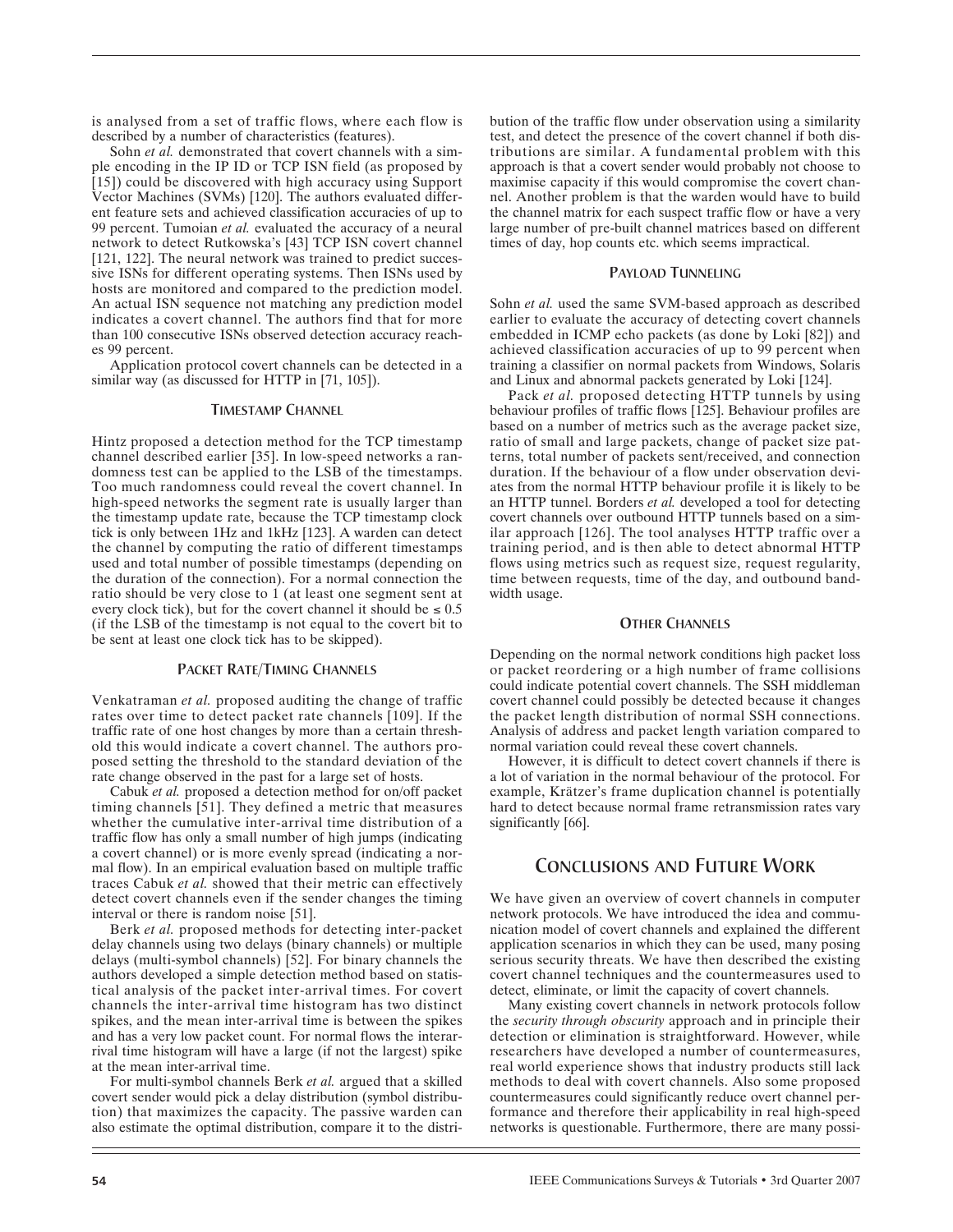is analysed from a set of traffic flows, where each flow is described by a number of characteristics (features).

Sohn *et al.* demonstrated that covert channels with a simple encoding in the IP ID or TCP ISN field (as proposed by [15]) could be discovered with high accuracy using Support Vector Machines (SVMs) [120]. The authors evaluated different feature sets and achieved classification accuracies of up to 99 percent. Tumoian *et al.* evaluated the accuracy of a neural network to detect Rutkowska's [43] TCP ISN covert channel [121, 122]. The neural network was trained to predict successive ISNs for different operating systems. Then ISNs used by hosts are monitored and compared to the prediction model. An actual ISN sequence not matching any prediction model indicates a covert channel. The authors find that for more than 100 consecutive ISNs observed detection accuracy reaches 99 percent.

Application protocol covert channels can be detected in a similar way (as discussed for HTTP in [71, 105]).

### TIMESTAMP CHANNEL

Hintz proposed a detection method for the TCP timestamp channel described earlier [35]. In low-speed networks a randomness test can be applied to the LSB of the timestamps. Too much randomness could reveal the covert channel. In high-speed networks the segment rate is usually larger than the timestamp update rate, because the TCP timestamp clock tick is only between 1Hz and 1kHz [123]. A warden can detect the channel by computing the ratio of different timestamps used and total number of possible timestamps (depending on the duration of the connection). For a normal connection the ratio should be very close to 1 (at least one segment sent at every clock tick), but for the covert channel it should be $\leq 0.5$ (if the LSB of the timestamp is not equal to the covert bit to be sent at least one clock tick has to be skipped).

### PACKET RATE/TIMING CHANNELS

Venkatraman *et al.* proposed auditing the change of traffic rates over time to detect packet rate channels [109]. If the traffic rate of one host changes by more than a certain threshold this would indicate a covert channel. The authors proposed setting the threshold to the standard deviation of the rate change observed in the past for a large set of hosts.

Cabuk *et al.* proposed a detection method for on/off packet timing channels [51]. They defined a metric that measures whether the cumulative inter-arrival time distribution of a traffic flow has only a small number of high jumps (indicating a covert channel) or is more evenly spread (indicating a normal flow). In an empirical evaluation based on multiple traffic traces Cabuk *et al.* showed that their metric can effectively detect covert channels even if the sender changes the timing interval or there is random noise [51].

Berk *et al.* proposed methods for detecting inter-packet delay channels using two delays (binary channels) or multiple delays (multi-symbol channels) [52]. For binary channels the authors developed a simple detection method based on statistical analysis of the packet inter-arrival times. For covert channels the inter-arrival time histogram has two distinct spikes, and the mean inter-arrival time is between the spikes and has a very low packet count. For normal flows the interarrival time histogram will have a large (if not the largest) spike at the mean inter-arrival time.

For multi-symbol channels Berk *et al.* argued that a skilled covert sender would pick a delay distribution (symbol distribution) that maximizes the capacity. The passive warden can also estimate the optimal distribution, compare it to the distribution of the traffic flow under observation using a similarity test, and detect the presence of the covert channel if both distributions are similar. A fundamental problem with this approach is that a covert sender would probably not choose to maximise capacity if this would compromise the covert channel. Another problem is that the warden would have to build the channel matrix for each suspect traffic flow or have a very large number of pre-built channel matrices based on different times of day, hop counts etc. which seems impractical.

### PAYLOAD TUNNELING

Sohn *et al.* used the same SVM-based approach as described earlier to evaluate the accuracy of detecting covert channels embedded in ICMP echo packets (as done by Loki [82]) and achieved classification accuracies of up to 99 percent when training a classifier on normal packets from Windows, Solaris and Linux and abnormal packets generated by Loki [124].

Pack *et al.* proposed detecting HTTP tunnels by using behaviour profiles of traffic flows [125]. Behaviour profiles are based on a number of metrics such as the average packet size, ratio of small and large packets, change of packet size patterns, total number of packets sent/received, and connection duration. If the behaviour of a flow under observation deviates from the normal HTTP behaviour profile it is likely to be an HTTP tunnel. Borders *et al.* developed a tool for detecting covert channels over outbound HTTP tunnels based on a similar approach [126]. The tool analyses HTTP traffic over a training period, and is then able to detect abnormal HTTP flows using metrics such as request size, request regularity, time between requests, time of the day, and outbound bandwidth usage.

### OTHER CHANNELS

Depending on the normal network conditions high packet loss or packet reordering or a high number of frame collisions could indicate potential covert channels. The SSH middleman covert channel could possibly be detected because it changes the packet length distribution of normal SSH connections. Analysis of address and packet length variation compared to normal variation could reveal these covert channels.

However, it is difficult to detect covert channels if there is a lot of variation in the normal behaviour of the protocol. For example, Krätzer's frame duplication channel is potentially hard to detect because normal frame retransmission rates vary significantly [66].

## CONCLUSIONS AND FUTURE WORK

We have given an overview of covert channels in computer network protocols. We have introduced the idea and communication model of covert channels and explained the different application scenarios in which they can be used, many posing serious security threats. We have then described the existing covert channel techniques and the countermeasures used to detect, eliminate, or limit the capacity of covert channels.

Many existing covert channels in network protocols follow the *security through obscurity* approach and in principle their detection or elimination is straightforward. However, while researchers have developed a number of countermeasures, real world experience shows that industry products still lack methods to deal with covert channels. Also some proposed countermeasures could significantly reduce overt channel performance and therefore their applicability in real high-speed networks is questionable. Furthermore, there are many possi-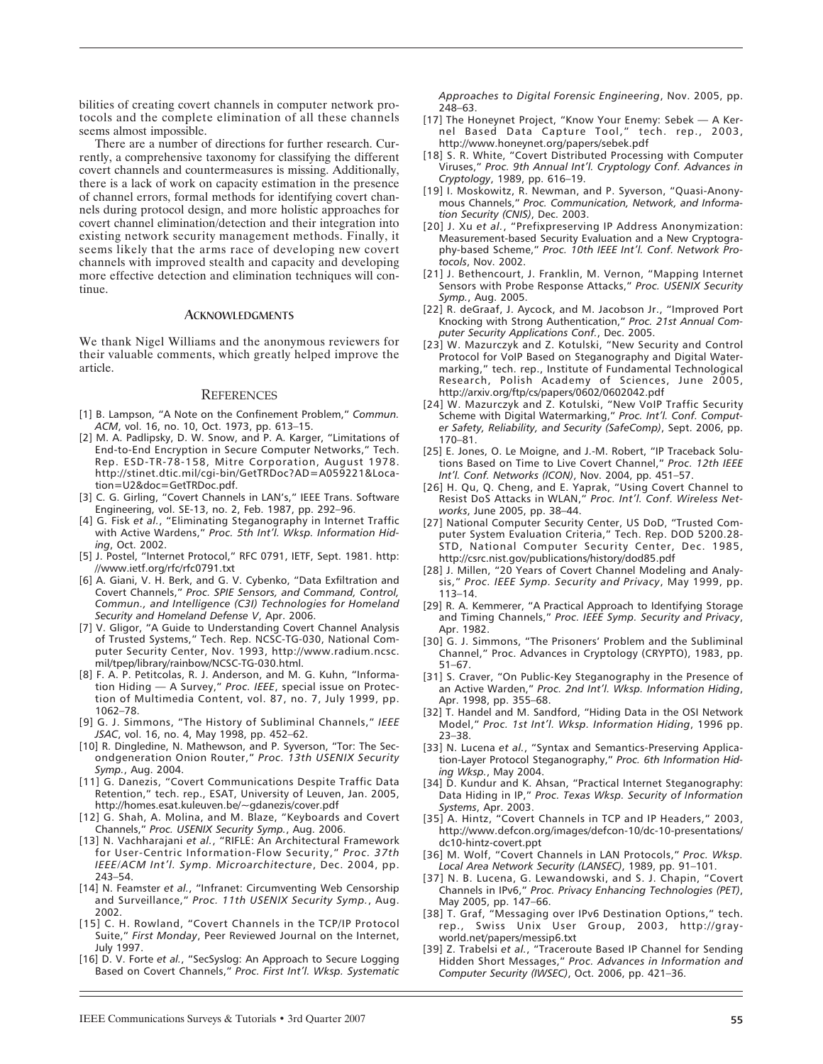bilities of creating covert channels in computer network protocols and the complete elimination of all these channels seems almost impossible.

There are a number of directions for further research. Currently, a comprehensive taxonomy for classifying the different covert channels and countermeasures is missing. Additionally, there is a lack of work on capacity estimation in the presence of channel errors, formal methods for identifying covert channels during protocol design, and more holistic approaches for covert channel elimination/detection and their integration into existing network security management methods. Finally, it seems likely that the arms race of developing new covert channels with improved stealth and capacity and developing more effective detection and elimination techniques will continue.

## ACKNOWLEDGMENTS

We thank Nigel Williams and the anonymous reviewers for their valuable comments, which greatly helped improve the article.

## REFERENCES

[1] B. Lampson, "A Note on the Confinement Problem," *Commun. ACM*, vol. 16, no. 10, Oct. 1973, pp. 613–15.

[2] M. A. Padlipsky, D. W. Snow, and P. A. Karger, "Limitations of End-to-End Encryption in Secure Computer Networks," Tech. Rep. ESD-TR-78-158, Mitre Corporation, August 1978. http://stinet.dtic.mil/cgi-bin/GetTRDoc?AD=A059221&Location=U2&doc=GetTRDoc.pdf.

[3] C. G. Girling, "Covert Channels in LAN's," IEEE Trans. Software Engineering, vol. SE-13, no. 2, Feb. 1987, pp. 292–96.

[4] G. Fisk *et al.*, "Eliminating Steganography in Internet Traffic with Active Wardens," *Proc. 5th Int'l. Wksp. Information Hiding*, Oct. 2002.

[5] J. Postel, "Internet Protocol," RFC 0791, IETF, Sept. 1981. http://www.ietf.org/rfc/rfc0791.txt

[6] A. Giani, V. H. Berk, and G. V. Cybenko, "Data Exfiltration and Covert Channels," *Proc. SPIE Sensors, and Command, Control, Commun., and Intelligence (C3I) Technologies for Homeland Security and Homeland Defense V*, Apr. 2006.

[7] V. Gligor, "A Guide to Understanding Covert Channel Analysis of Trusted Systems," Tech. Rep. NCSC-TG-030, National Computer Security Center, Nov. 1993, http://www.radium.ncsc.mil/tpep/library/rainbow/NCSC-TG-030.html.

[8] F. A. P. Petitcolas, R. J. Anderson, and M. G. Kuhn, "Information Hiding — A Survey," *Proc. IEEE*, special issue on Protection of Multimedia Content, vol. 87, no. 7, July 1999, pp. 1062–78.

[9] G. J. Simmons, "The History of Subliminal Channels," *IEEE JSAC*, vol. 16, no. 4, May 1998, pp. 452–62.

[10] R. Dingledine, N. Mathewson, and P. Syverson, "Tor: The Secondgeneration Onion Router," *Proc. 13th USENIX Security Symp.*, Aug. 2004.

[11] G. Danezis, "Covert Communications Despite Traffic Data Retention," tech. rep., ESAT, University of Leuven, Jan. 2005, http://homes.esat.kuleuven.be/~gdanezis/cover.pdf

[12] G. Shah, A. Molina, and M. Blaze, "Keyboards and Covert Channels," *Proc. USENIX Security Symp.*, Aug. 2006.

[13] N. Vachharajani *et al.*, "RIFLE: An Architectural Framework for User-Centric Information-Flow Security," *Proc. 37th IEEE/ACM Int'l. Symp. Microarchitecture*, Dec. 2004, pp. 243–54.

[14] N. Feamster *et al.*, "Infranet: Circumventing Web Censorship and Surveillance," *Proc. 11th USENIX Security Symp.*, Aug. 2002.

[15] C. H. Rowland, "Covert Channels in the TCP/IP Protocol Suite," *First Monday*, Peer Reviewed Journal on the Internet, July 1997.

[16] D. V. Forte *et al.*, "SecSyslog: An Approach to Secure Logging Based on Covert Channels," *Proc. First Int'l. Wksp. Systematic Approaches to Digital Forensic Engineering*, Nov. 2005, pp. 248–63.

[17] The Honeynet Project, "Know Your Enemy: Sebek — A Kernel Based Data Capture Tool," tech. rep., 2003, http://www.honeynet.org/papers/sebek.pdf

[18] S. R. White, "Covert Distributed Processing with Computer Viruses," *Proc. 9th Annual Int'l. Cryptology Conf. Advances in Cryptology*, 1989, pp. 616–19.

[19] I. Moskowitz, R. Newman, and P. Syverson, "Quasi-Anonymous Channels," *Proc. Communication, Network, and Information Security (CNIS)*, Dec. 2003.

[20] J. Xu *et al.*, "Prefixpreserving IP Address Anonymization: Measurement-based Security Evaluation and a New Cryptography-based Scheme," *Proc. 10th IEEE Int'l. Conf. Network Protocols*, Nov. 2002.

[21] J. Bethencourt, J. Franklin, M. Vernon, "Mapping Internet Sensors with Probe Response Attacks," *Proc. USENIX Security Symp.*, Aug. 2005.

[22] R. deGraaf, J. Aycock, and M. Jacobson Jr., "Improved Port Knocking with Strong Authentication," *Proc. 21st Annual Computer Security Applications Conf.*, Dec. 2005.

[23] W. Mazurczyk and Z. Kotulski, "New Security and Control Protocol for VoIP Based on Steganography and Digital Watermarking," tech. rep., Institute of Fundamental Technological Research, Polish Academy of Sciences, June 2005, http://arxiv.org/ftp/cs/papers/0602/0602042.pdf

[24] W. Mazurczyk and Z. Kotulski, "New VoIP Traffic Security Scheme with Digital Watermarking," *Proc. Int'l. Conf. Computer Safety, Reliability, and Security (SafeComp)*, Sept. 2006, pp. 170–81.

[25] E. Jones, O. Le Moigne, and J.-M. Robert, "IP Traceback Solutions Based on Time to Live Covert Channel," *Proc. 12th IEEE Int'l. Conf. Networks (ICON)*, Nov. 2004, pp. 451–57.

[26] H. Qu, Q. Cheng, and E. Yaprak, "Using Covert Channel to Resist DoS Attacks in WLAN," *Proc. Int'l. Conf. Wireless Networks*, June 2005, pp. 38–44.

[27] National Computer Security Center, US DoD, "Trusted Computer System Evaluation Criteria," Tech. Rep. DOD 5200.28-STD, National Computer Security Center, Dec. 1985, http://csrc.nist.gov/publications/history/dod85.pdf

[28] J. Millen, "20 Years of Covert Channel Modeling and Analysis," *Proc. IEEE Symp. Security and Privacy*, May 1999, pp. 113–14.

[29] R. A. Kemmerer, "A Practical Approach to Identifying Storage and Timing Channels," *Proc. IEEE Symp. Security and Privacy*, Apr. 1982.

[30] G. J. Simmons, "The Prisoners' Problem and the Subliminal Channel," Proc. Advances in Cryptology (CRYPTO), 1983, pp. 51–67.

[31] S. Craver, "On Public-Key Steganography in the Presence of an Active Warden," *Proc. 2nd Int'l. Wksp. Information Hiding*, Apr. 1998, pp. 355–68.

[32] T. Handel and M. Sandford, "Hiding Data in the OSI Network Model," *Proc. 1st Int'l. Wksp. Information Hiding*, 1996 pp. 23–38.

[33] N. Lucena *et al.*, "Syntax and Semantics-Preserving Application-Layer Protocol Steganography," *Proc. 6th Information Hiding Wksp.*, May 2004.

[34] D. Kundur and K. Ahsan, "Practical Internet Steganography: Data Hiding in IP," *Proc. Texas Wksp. Security of Information Systems*, Apr. 2003.

[35] A. Hintz, "Covert Channels in TCP and IP Headers," 2003, http://www.defcon.org/images/defcon-10/dc-10-presentations/dc10-hintz-covert.ppt

[36] M. Wolf, "Covert Channels in LAN Protocols," *Proc. Wksp. Local Area Network Security (LANSEC)*, 1989, pp. 91–101.

[37] N. B. Lucena, G. Lewandowski, and S. J. Chapin, "Covert Channels in IPv6," *Proc. Privacy Enhancing Technologies (PET)*, May 2005, pp. 147–66.

[38] T. Graf, "Messaging over IPv6 Destination Options," tech. rep., Swiss Unix User Group, 2003, http://gray-world.net/papers/messip6.txt

[39] Z. Trabelsi *et al.*, "Traceroute Based IP Channel for Sending Hidden Short Messages," *Proc. Advances in Information and Computer Security (IWSEC)*, Oct. 2006, pp. 421–36.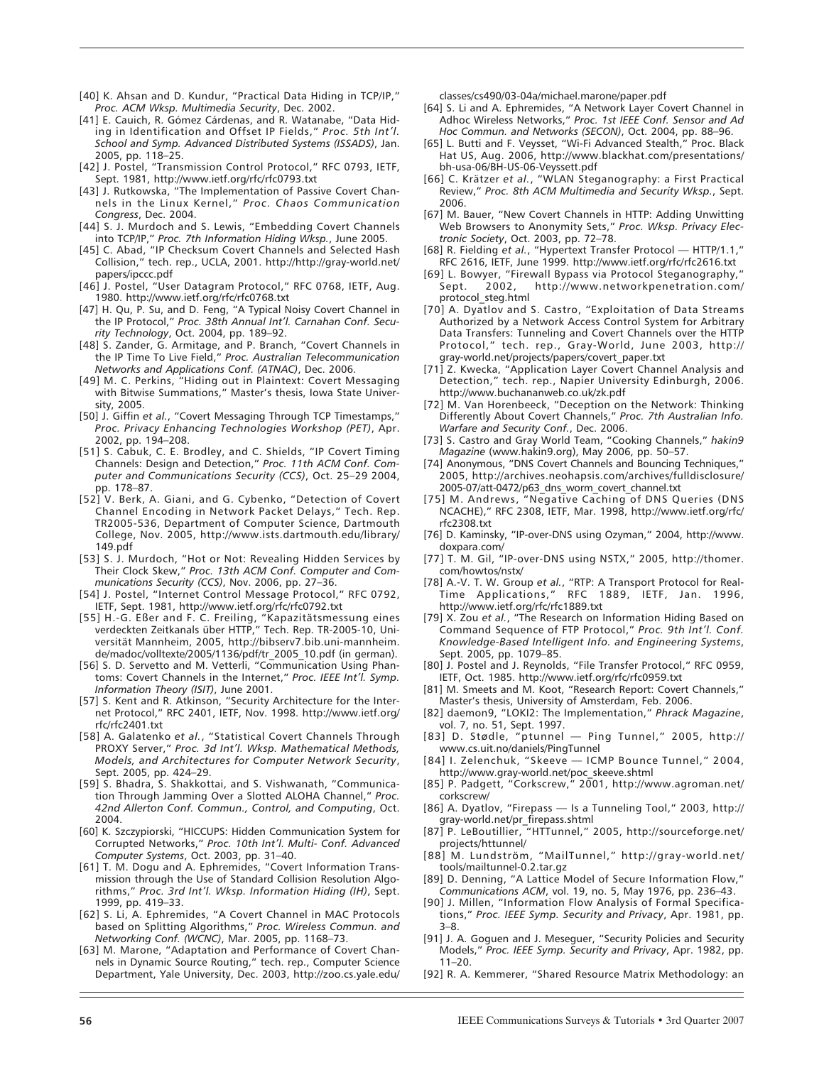[40] K. Ahsan and D. Kundur, "Practical Data Hiding in TCP/IP," *Proc. ACM Wksp. Multimedia Security*, Dec. 2002.

[41] E. Cauich, R. Gómez Cárdenas, and R. Watanabe, "Data Hiding in Identification and Offset IP Fields," *Proc. 5th Int'l. School and Symp. Advanced Distributed Systems (ISSADS)*, Jan. 2005, pp. 118–25.

[42] J. Postel, "Transmission Control Protocol," RFC 0793, IETF, Sept. 1981, http://www.ietf.org/rfc/rfc0793.txt

[43] J. Rutkowska, "The Implementation of Passive Covert Channels in the Linux Kernel," *Proc. Chaos Communication Congress*, Dec. 2004.

[44] S. J. Murdoch and S. Lewis, "Embedding Covert Channels into TCP/IP," *Proc. 7th Information Hiding Wksp.*, June 2005.

[45] C. Abad, "IP Checksum Covert Channels and Selected Hash Collision," tech. rep., UCLA, 2001. http://http://gray-world.net/papers/ipccc.pdf

[46] J. Postel, "User Datagram Protocol," RFC 0768, IETF, Aug. 1980. http://www.ietf.org/rfc/rfc0768.txt

[47] H. Qu, P. Su, and D. Feng, "A Typical Noisy Covert Channel in the IP Protocol," *Proc. 38th Annual Int'l. Carnahan Conf. Security Technology*, Oct. 2004, pp. 189–92.

[48] S. Zander, G. Armitage, and P. Branch, "Covert Channels in the IP Time To Live Field," *Proc. Australian Telecommunication Networks and Applications Conf. (ATNAC)*, Dec. 2006.

[49] M. C. Perkins, "Hiding out in Plaintext: Covert Messaging with Bitwise Summations," Master's thesis, Iowa State University, 2005.

[50] J. Giffin *et al.*, "Covert Messaging Through TCP Timestamps," *Proc. Privacy Enhancing Technologies Workshop (PET)*, Apr. 2002, pp. 194–208.

[51] S. Cabuk, C. E. Brodley, and C. Shields, "IP Covert Timing Channels: Design and Detection," *Proc. 11th ACM Conf. Computer and Communications Security (CCS)*, Oct. 25–29 2004, pp. 178–87.

[52] V. Berk, A. Giani, and G. Cybenko, "Detection of Covert Channel Encoding in Network Packet Delays," Tech. Rep. TR2005-536, Department of Computer Science, Dartmouth College, Nov. 2005, http://www.ists.dartmouth.edu/library/149.pdf

[53] S. J. Murdoch, "Hot or Not: Revealing Hidden Services by Their Clock Skew," *Proc. 13th ACM Conf. Computer and Communications Security (CCS)*, Nov. 2006, pp. 27–36.

[54] J. Postel, "Internet Control Message Protocol," RFC 0792, IETF, Sept. 1981, http://www.ietf.org/rfc/rfc0792.txt

[55] H.-G. Eßer and F. C. Freiling, "Kapazitätsmessung eines verdeckten Zeitkanals über HTTP," Tech. Rep. TR-2005-10, Universität Mannheim, 2005, http://bibserv7.bib.uni-mannheim.de/madoc/volltexte/2005/1136/pdf/tr_2005_10.pdf (in german).

[56] S. D. Servetto and M. Vetterli, "Communication Using Phantoms: Covert Channels in the Internet," *Proc. IEEE Int'l. Symp. Information Theory (ISIT)*, June 2001.

[57] S. Kent and R. Atkinson, "Security Architecture for the Internet Protocol," RFC 2401, IETF, Nov. 1998. http://www.ietf.org/rfc/rfc2401.txt

[58] A. Galatenko *et al.*, "Statistical Covert Channels Through PROXY Server," *Proc. 3d Int'l. Wksp. Mathematical Methods, Models, and Architectures for Computer Network Security*, Sept. 2005, pp. 424–29.

[59] S. Bhadra, S. Shakkottai, and S. Vishwanath, "Communication Through Jamming Over a Slotted ALOHA Channel," *Proc. 42nd Allerton Conf. Commun., Control, and Computing*, Oct. 2004.

[60] K. Szczypiorski, "HICCUPS: Hidden Communication System for Corrupted Networks," *Proc. 10th Int'l. Multi- Conf. Advanced Computer Systems*, Oct. 2003, pp. 31–40.

[61] T. M. Dogu and A. Ephremides, "Covert Information Transmission through the Use of Standard Collision Resolution Algorithms," *Proc. 3rd Int'l. Wksp. Information Hiding (IH)*, Sept. 1999, pp. 419–33.

[62] S. Li, A. Ephremides, "A Covert Channel in MAC Protocols based on Splitting Algorithms," *Proc. Wireless Commun. and Networking Conf. (WCNC)*, Mar. 2005, pp. 1168–73.

[63] M. Marone, "Adaptation and Performance of Covert Channels in Dynamic Source Routing," tech. rep., Computer Science Department, Yale University, Dec. 2003, http://zoo.cs.yale.edu/classes/cs490/03-04a/michael.marone/paper.pdf

[64] S. Li and A. Ephremides, "A Network Layer Covert Channel in Adhoc Wireless Networks," *Proc. 1st IEEE Conf. Sensor and Ad Hoc Commun. and Networks (SECON)*, Oct. 2004, pp. 88–96.

[65] L. Butti and F. Veysset, "Wi-Fi Advanced Stealth," Proc. Black Hat US, Aug. 2006, http://www.blackhat.com/presentations/bh-usa-06/BH-US-06-Veyssett.pdf

[66] C. Krätzer *et al.*, "WLAN Steganography: a First Practical Review," *Proc. 8th ACM Multimedia and Security Wksp.*, Sept. 2006.

[67] M. Bauer, "New Covert Channels in HTTP: Adding Unwitting Web Browsers to Anonymity Sets," *Proc. Wksp. Privacy Electronic Society*, Oct. 2003, pp. 72–78.

[68] R. Fielding *et al.*, "Hypertext Transfer Protocol — HTTP/1.1," RFC 2616, IETF, June 1999. http://www.ietf.org/rfc/rfc2616.txt

[69] L. Bowyer, "Firewall Bypass via Protocol Steganography," Sept. 2002, http://www.networkpenetration.com/protocol_steg.html

[70] A. Dyatlov and S. Castro, "Exploitation of Data Streams Authorized by a Network Access Control System for Arbitrary Data Transfers: Tunneling and Covert Channels over the HTTP Protocol," tech. rep., Gray-World, June 2003, http://gray-world.net/projects/papers/covert_paper.txt

[71] Z. Kwecka, "Application Layer Covert Channel Analysis and Detection," tech. rep., Napier University Edinburgh, 2006. http://www.buchananweb.co.uk/zk.pdf

[72] M. Van Horenbeeck, "Deception on the Network: Thinking Differently About Covert Channels," *Proc. 7th Australian Info. Warfare and Security Conf.*, Dec. 2006.

[73] S. Castro and Gray World Team, "Cooking Channels," *hakin9 Magazine* (www.hakin9.org), May 2006, pp. 50–57.

[74] Anonymous, "DNS Covert Channels and Bouncing Techniques," 2005, http://archives.neohapsis.com/archives/fulldisclosure/2005-07/att-0472/p63_dns_worm_covert_channel.txt

[75] M. Andrews, "Negative Caching of DNS Queries (DNS NCACHE)," RFC 2308, IETF, Mar. 1998, http://www.ietf.org/rfc/rfc2308.txt

[76] D. Kaminsky, "IP-over-DNS using Ozyman," 2004, http://www.doxpara.com/

[77] T. M. Gil, "IP-over-DNS using NSTX," 2005, http://thomer.com/howtos/nstx/

[78] A.-V. T. W. Group *et al.*, "RTP: A Transport Protocol for Real-Time Applications," RFC 1889, IETF, Jan. 1996, http://www.ietf.org/rfc/rfc1889.txt

[79] X. Zou *et al.*, "The Research on Information Hiding Based on Command Sequence of FTP Protocol," *Proc. 9th Int'l. Conf. Knowledge-Based Intelligent Info. and Engineering Systems*, Sept. 2005, pp. 1079–85.

[80] J. Postel and J. Reynolds, "File Transfer Protocol," RFC 0959, IETF, Oct. 1985. http://www.ietf.org/rfc/rfc0959.txt

[81] M. Smeets and M. Koot, "Research Report: Covert Channels," Master's thesis, University of Amsterdam, Feb. 2006.

[82] daemon9, "LOKI2: The Implementation," *Phrack Magazine*, vol. 7, no. 51, Sept. 1997.

[83] D. Stødle, "ptunnel — Ping Tunnel," 2005, http://www.cs.uit.no/daniels/PingTunnel

[84] I. Zelenchuk, "Skeeve — ICMP Bounce Tunnel," 2004, http://www.gray-world.net/poc_skeeve.shtml

[85] P. Padgett, "Corkscrew," 2001, http://www.agroman.net/corkscrew/

[86] A. Dyatlov, "Firepass — Is a Tunneling Tool," 2003, http://gray-world.net/pr_firepass.shtml

[87] P. LeBoutillier, "HTTunnel," 2005, http://sourceforge.net/projects/httunnel/

[88] M. Lundström, "MailTunnel," http://gray-world.net/tools/mailtunnel-0.2.tar.gz

[89] D. Denning, "A Lattice Model of Secure Information Flow," *Communications ACM*, vol. 19, no. 5, May 1976, pp. 236–43.

[90] J. Millen, "Information Flow Analysis of Formal Specifications," *Proc. IEEE Symp. Security and Privacy*, Apr. 1981, pp. 3–8.

[91] J. A. Goguen and J. Meseguer, "Security Policies and Security Models," *Proc. IEEE Symp. Security and Privacy*, Apr. 1982, pp. 11–20.

[92] R. A. Kemmerer, "Shared Resource Matrix Methodology: an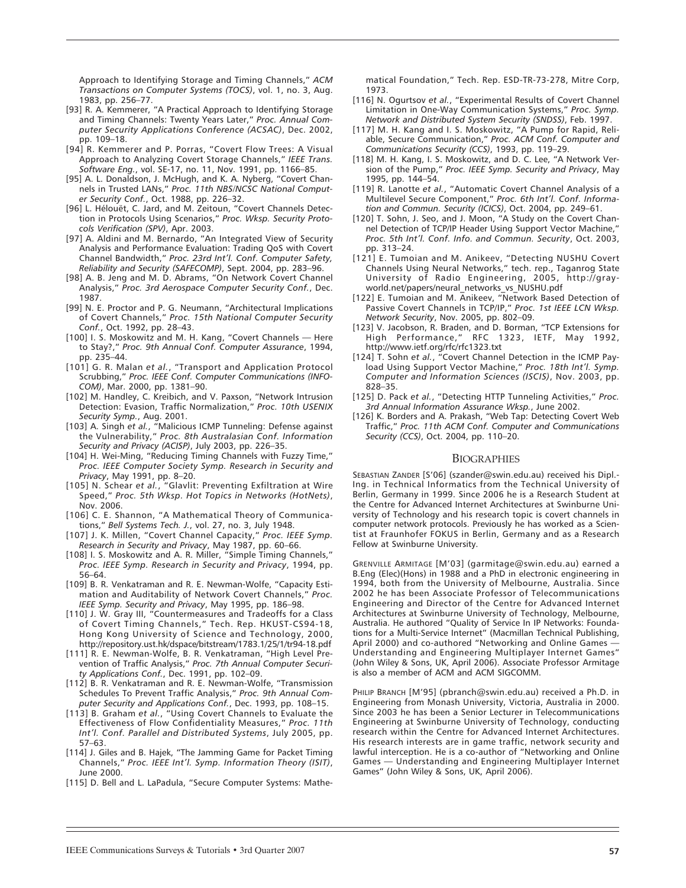Approach to Identifying Storage and Timing Channels," *ACM Transactions on Computer Systems (TOCS)*, vol. 1, no. 3, Aug. 1983, pp. 256–77.

[93] R. A. Kemmerer, "A Practical Approach to Identifying Storage and Timing Channels: Twenty Years Later," *Proc. Annual Computer Security Applications Conference (ACSAC)*, Dec. 2002, pp. 109–18.

[94] R. Kemmerer and P. Porras, "Covert Flow Trees: A Visual Approach to Analyzing Covert Storage Channels," *IEEE Trans. Software Eng.*, vol. SE-17, no. 11, Nov. 1991, pp. 1166–85.

[95] A. L. Donaldson, J. McHugh, and K. A. Nyberg, "Covert Channels in Trusted LANs," *Proc. 11th NBS/NCSC National Computer Security Conf.*, Oct. 1988, pp. 226–32.

[96] L. Hélouët, C. Jard, and M. Zeitoun, "Covert Channels Detection in Protocols Using Scenarios," *Proc. Wksp. Security Protocols Verification (SPV)*, Apr. 2003.

[97] A. Aldini and M. Bernardo, "An Integrated View of Security Analysis and Performance Evaluation: Trading QoS with Covert Channel Bandwidth," *Proc. 23rd Int'l. Conf. Computer Safety, Reliability and Security (SAFECOMP)*, Sept. 2004, pp. 283–96.

[98] A. B. Jeng and M. D. Abrams, "On Network Covert Channel Analysis," *Proc. 3rd Aerospace Computer Security Conf.*, Dec. 1987.

[99] N. E. Proctor and P. G. Neumann, "Architectural Implications of Covert Channels," *Proc. 15th National Computer Security Conf.*, Oct. 1992, pp. 28–43.

[100] I. S. Moskowitz and M. H. Kang, "Covert Channels — Here to Stay?," *Proc. 9th Annual Conf. Computer Assurance*, 1994, pp. 235–44.

[101] G. R. Malan *et al.*, "Transport and Application Protocol Scrubbing," *Proc. IEEE Conf. Computer Communications (INFOCOM)*, Mar. 2000, pp. 1381–90.

[102] M. Handley, C. Kreibich, and V. Paxson, "Network Intrusion Detection: Evasion, Traffic Normalization," *Proc. 10th USENIX Security Symp.*, Aug. 2001.

[103] A. Singh *et al.*, "Malicious ICMP Tunneling: Defense against the Vulnerability," *Proc. 8th Australasian Conf. Information Security and Privacy (ACISP)*, July 2003, pp. 226–35.

[104] H. Wei-Ming, "Reducing Timing Channels with Fuzzy Time," *Proc. IEEE Computer Society Symp. Research in Security and Privacy*, May 1991, pp. 8–20.

[105] N. Schear *et al.*, "Glavlit: Preventing Exfiltration at Wire Speed," *Proc. 5th Wksp. Hot Topics in Networks (HotNets)*, Nov. 2006.

[106] C. E. Shannon, "A Mathematical Theory of Communications," *Bell Systems Tech. J.*, vol. 27, no. 3, July 1948.

[107] J. K. Millen, "Covert Channel Capacity," *Proc. IEEE Symp. Research in Security and Privacy*, May 1987, pp. 60–66.

[108] I. S. Moskowitz and A. R. Miller, "Simple Timing Channels," *Proc. IEEE Symp. Research in Security and Privacy*, 1994, pp. 56–64.

[109] B. R. Venkatraman and R. E. Newman-Wolfe, "Capacity Estimation and Auditability of Network Covert Channels," *Proc. IEEE Symp. Security and Privacy*, May 1995, pp. 186–98.

[110] J. W. Gray III, "Countermeasures and Tradeoffs for a Class of Covert Timing Channels," Tech. Rep. HKUST-CS94-18, Hong Kong University of Science and Technology, 2000, http://repository.ust.hk/dspace/bitstream/1783.1/25/1/tr94-18.pdf

[111] R. E. Newman-Wolfe, B. R. Venkatraman, "High Level Prevention of Traffic Analysis," *Proc. 7th Annual Computer Security Applications Conf.*, Dec. 1991, pp. 102–09.

[112] B. R. Venkatraman and R. E. Newman-Wolfe, "Transmission Schedules To Prevent Traffic Analysis," *Proc. 9th Annual Computer Security and Applications Conf.*, Dec. 1993, pp. 108–15.

[113] B. Graham *et al.*, "Using Covert Channels to Evaluate the Effectiveness of Flow Confidentiality Measures," *Proc. 11th Int'l. Conf. Parallel and Distributed Systems*, July 2005, pp. 57–63.

[114] J. Giles and B. Hajek, "The Jamming Game for Packet Timing Channels," *Proc. IEEE Int'l. Symp. Information Theory (ISIT)*, June 2000.

[115] D. Bell and L. LaPadula, "Secure Computer Systems: Mathematical Foundation," Tech. Rep. ESD-TR-73-278, Mitre Corp, 1973.

[116] N. Ogurtsov *et al.*, "Experimental Results of Covert Channel Limitation in One-Way Communication Systems," *Proc. Symp. Network and Distributed System Security (SNDSS)*, Feb. 1997.

[117] M. H. Kang and I. S. Moskowitz, "A Pump for Rapid, Reliable, Secure Communication," *Proc. ACM Conf. Computer and Communications Security (CCS)*, 1993, pp. 119–29.

[118] M. H. Kang, I. S. Moskowitz, and D. C. Lee, "A Network Version of the Pump," *Proc. IEEE Symp. Security and Privacy*, May 1995, pp. 144–54.

[119] R. Lanotte *et al.*, "Automatic Covert Channel Analysis of a Multilevel Secure Component," *Proc. 6th Int'l. Conf. Information and Commun. Security (ICICS)*, Oct. 2004, pp. 249–61.

[120] T. Sohn, J. Seo, and J. Moon, "A Study on the Covert Channel Detection of TCP/IP Header Using Support Vector Machine," *Proc. 5th Int'l. Conf. Info. and Commun. Security*, Oct. 2003, pp. 313–24.

[121] E. Tumoian and M. Anikeev, "Detecting NUSHU Covert Channels Using Neural Networks," tech. rep., Taganrog State University of Radio Engineering, 2005, http://gray-world.net/papers/neural_networks_vs_NUSHU.pdf

[122] E. Tumoian and M. Anikeev, "Network Based Detection of Passive Covert Channels in TCP/IP," *Proc. 1st IEEE LCN Wksp. Network Security*, Nov. 2005, pp. 802–09.

[123] V. Jacobson, R. Braden, and D. Borman, "TCP Extensions for High Performance," RFC 1323, IETF, May 1992, http://www.ietf.org/rfc/rfc1323.txt

[124] T. Sohn *et al.*, "Covert Channel Detection in the ICMP Payload Using Support Vector Machine," *Proc. 18th Int'l. Symp. Computer and Information Sciences (ISCIS)*, Nov. 2003, pp. 828–35.

[125] D. Pack *et al.*, "Detecting HTTP Tunneling Activities," *Proc. 3rd Annual Information Assurance Wksp.*, June 2002.

[126] K. Borders and A. Prakash, "Web Tap: Detecting Covert Web Traffic," *Proc. 11th ACM Conf. Computer and Communications Security (CCS)*, Oct. 2004, pp. 110–20.

## Biographies

SEBASTIAN ZANDER [S'06] (szander@swin.edu.au) received his Dipl.-Ing. in Technical Informatics from the Technical University of Berlin, Germany in 1999. Since 2006 he is a Research Student at the Centre for Advanced Internet Architectures at Swinburne University of Technology and his research topic is covert channels in computer network protocols. Previously he has worked as a Scientist at Fraunhofer FOKUS in Berlin, Germany and as a Research Fellow at Swinburne University.

GRENVILLE ARMITAGE [M'03] (garmitage@swin.edu.au) earned a B.Eng (Elec)(Hons) in 1988 and a PhD in electronic engineering in 1994, both from the University of Melbourne, Australia. Since 2002 he has been Associate Professor of Telecommunications Engineering and Director of the Centre for Advanced Internet Architectures at Swinburne University of Technology, Melbourne, Australia. He authored "Quality of Service In IP Networks: Foundations for a Multi-Service Internet" (Macmillan Technical Publishing, April 2000) and co-authored "Networking and Online Games — Understanding and Engineering Multiplayer Internet Games" (John Wiley & Sons, UK, April 2006). Associate Professor Armitage is also a member of ACM and ACM SIGCOMM.

PHILIP BRANCH [M'95] (pbranch@swin.edu.au) received a Ph.D. in Engineering from Monash University, Victoria, Australia in 2000. Since 2003 he has been a Senior Lecturer in Telecommunications Engineering at Swinburne University of Technology, conducting research within the Centre for Advanced Internet Architectures. His research interests are in game traffic, network security and lawful interception. He is a co-author of "Networking and Online Games — Understanding and Engineering Multiplayer Internet Games" (John Wiley & Sons, UK, April 2006).